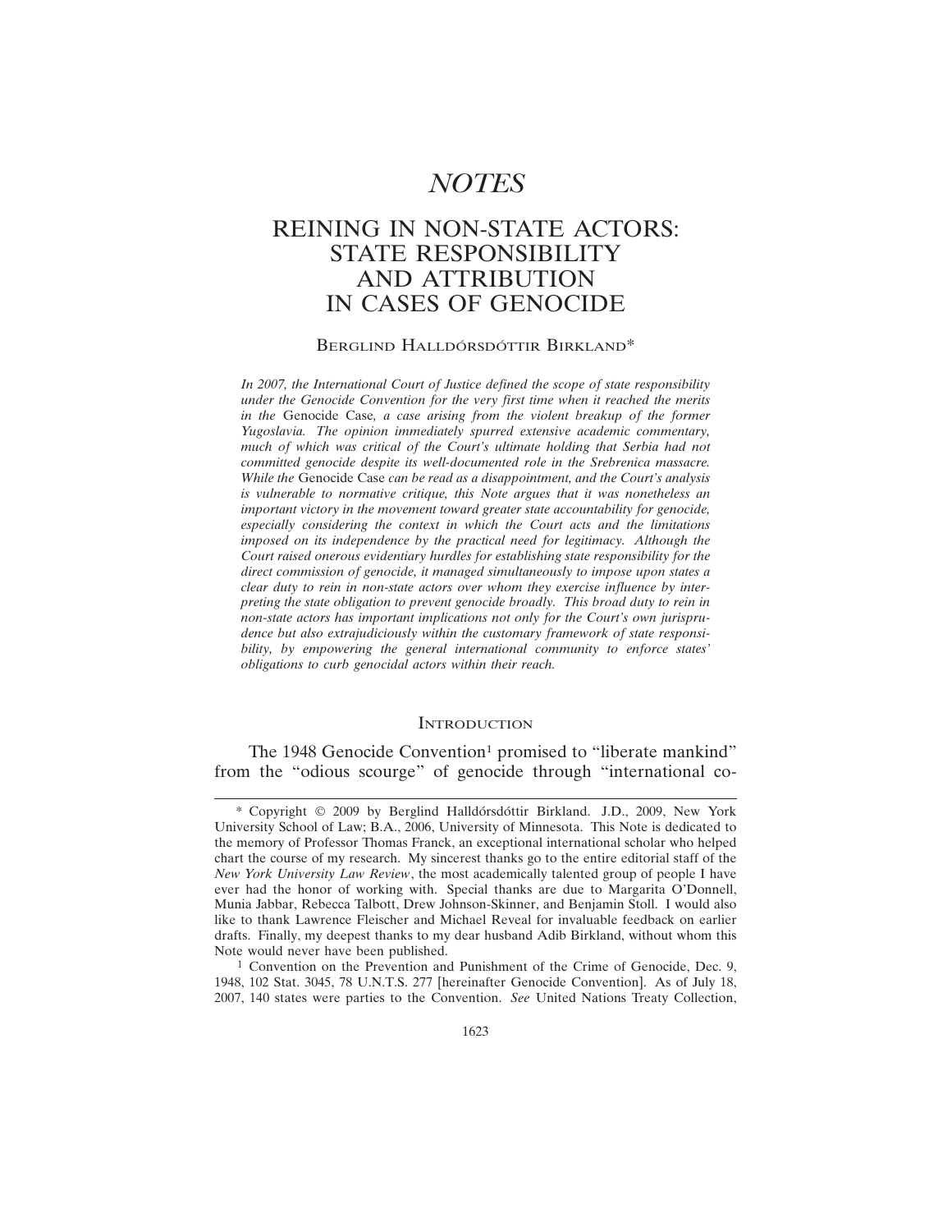# *NOTES*

# REINING IN NON-STATE ACTORS: STATE RESPONSIBILITY AND ATTRIBUTION IN CASES OF GENOCIDE

BERGLIND HALLDÓRSDÓTTIR BIRKLAND*

*In 2007, the International Court of Justice defined the scope of state responsibility under the Genocide Convention for the very first time when it reached the merits in the* Genocide Case*, a case arising from the violent breakup of the former Yugoslavia. The opinion immediately spurred extensive academic commentary, much of which was critical of the Court's ultimate holding that Serbia had not committed genocide despite its well-documented role in the Srebrenica massacre. While the* Genocide Case *can be read as a disappointment, and the Court's analysis is vulnerable to normative critique, this Note argues that it was nonetheless an important victory in the movement toward greater state accountability for genocide, especially considering the context in which the Court acts and the limitations imposed on its independence by the practical need for legitimacy. Although the Court raised onerous evidentiary hurdles for establishing state responsibility for the direct commission of genocide, it managed simultaneously to impose upon states a clear duty to rein in non-state actors over whom they exercise influence by interpreting the state obligation to prevent genocide broadly. This broad duty to rein in non-state actors has important implications not only for the Court's own jurisprudence but also extrajudiciously within the customary framework of state responsibility, by empowering the general international community to enforce states' obligations to curb genocidal actors within their reach.*

## INTRODUCTION

The 1948 Genocide Convention[1] promised to "liberate mankind" from the "odious scourge" of genocide through "international co-

---

\* Copyright © 2009 by Berglind Halldórsdóttir Birkland. J.D., 2009, New York University School of Law; B.A., 2006, University of Minnesota. This Note is dedicated to the memory of Professor Thomas Franck, an exceptional international scholar who helped chart the course of my research. My sincerest thanks go to the entire editorial staff of the *New York University Law Review*, the most academically talented group of people I have ever had the honor of working with. Special thanks are due to Margarita O'Donnell, Munia Jabbar, Rebecca Talbott, Drew Johnson-Skinner, and Benjamin Stoll. I would also like to thank Lawrence Fleischer and Michael Reveal for invaluable feedback on earlier drafts. Finally, my deepest thanks to my dear husband Adib Birkland, without whom this Note would never have been published.

[1] Convention on the Prevention and Punishment of the Crime of Genocide, Dec. 9, 1948, 102 Stat. 3045, 78 U.N.T.S. 277 [hereinafter Genocide Convention]. As of July 18, 2007, 140 states were parties to the Convention. *See* United Nations Treaty Collection,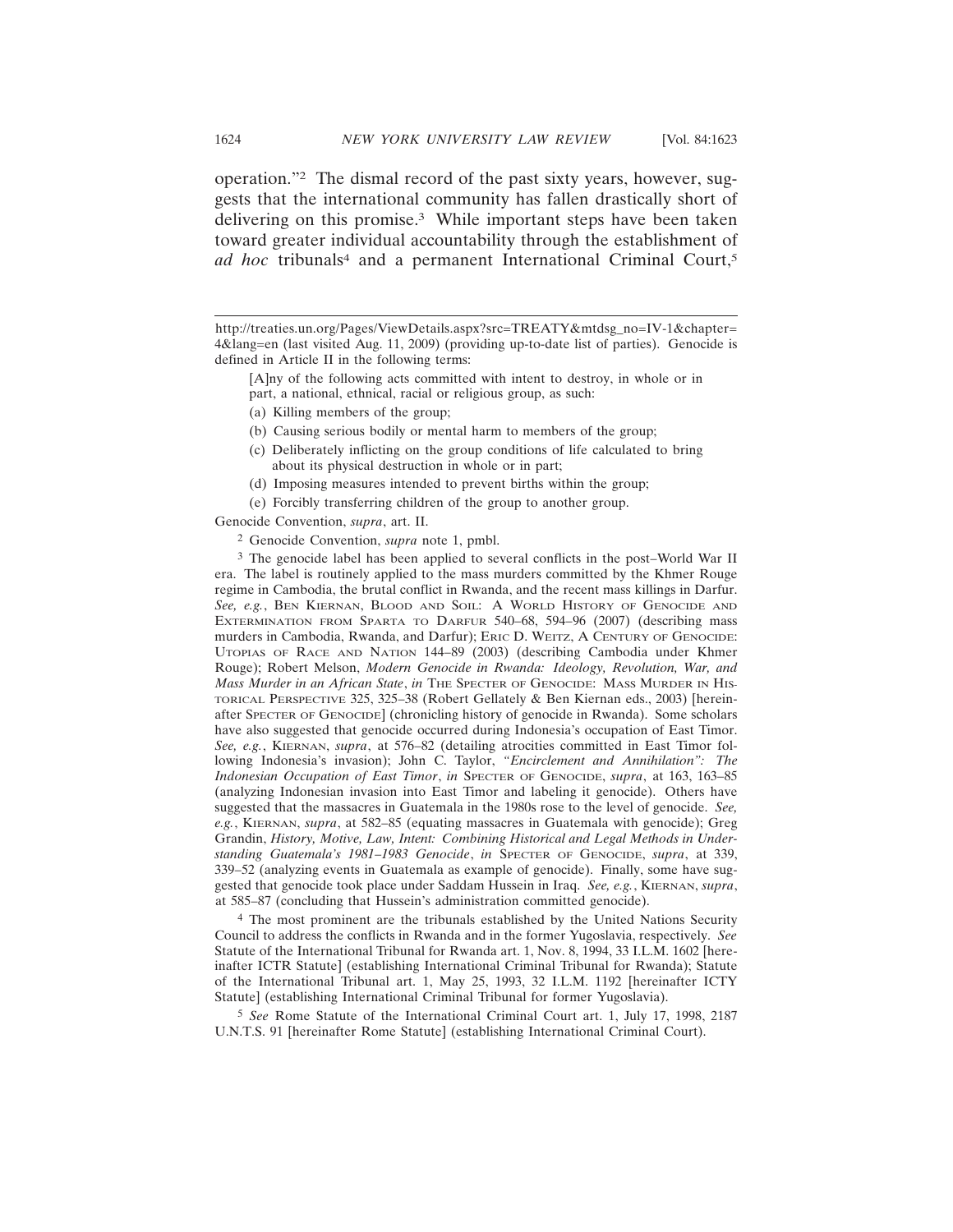operation."[2] The dismal record of the past sixty years, however, suggests that the international community has fallen drastically short of delivering on this promise.[3] While important steps have been taken toward greater individual accountability through the establishment of *ad hoc* tribunals[4] and a permanent International Criminal Court,[5]

---

http://treaties.un.org/Pages/ViewDetails.aspx?src=TREATY&mtdsg_no=IV-1&chapter=4&lang=en (last visited Aug. 11, 2009) (providing up-to-date list of parties). Genocide is defined in Article II in the following terms:

> [A]ny of the following acts committed with intent to destroy, in whole or in part, a national, ethnical, racial or religious group, as such:
>
> (a) Killing members of the group;
>
> (b) Causing serious bodily or mental harm to members of the group;
>
> (c) Deliberately inflicting on the group conditions of life calculated to bring about its physical destruction in whole or in part;
>
> (d) Imposing measures intended to prevent births within the group;
>
> (e) Forcibly transferring children of the group to another group.

Genocide Convention, *supra*, art. II.

[2] Genocide Convention, *supra* note 1, pmbl.

[3] The genocide label has been applied to several conflicts in the post–World War II era. The label is routinely applied to the mass murders committed by the Khmer Rouge regime in Cambodia, the brutal conflict in Rwanda, and the recent mass killings in Darfur. *See, e.g.*, BEN KIERNAN, BLOOD AND SOIL: A WORLD HISTORY OF GENOCIDE AND EXTERMINATION FROM SPARTA TO DARFUR 540–68, 594–96 (2007) (describing mass murders in Cambodia, Rwanda, and Darfur); ERIC D. WEITZ, A CENTURY OF GENOCIDE: UTOPIAS OF RACE AND NATION 144–89 (2003) (describing Cambodia under Khmer Rouge); Robert Melson, *Modern Genocide in Rwanda: Ideology, Revolution, War, and Mass Murder in an African State*, *in* THE SPECTER OF GENOCIDE: MASS MURDER IN HISTORICAL PERSPECTIVE 325, 325–38 (Robert Gellately & Ben Kiernan eds., 2003) [hereinafter SPECTER OF GENOCIDE] (chronicling history of genocide in Rwanda). Some scholars have also suggested that genocide occurred during Indonesia's occupation of East Timor. *See, e.g.*, KIERNAN, *supra*, at 576–82 (detailing atrocities committed in East Timor following Indonesia's invasion); John C. Taylor, *"Encirclement and Annihilation": The Indonesian Occupation of East Timor*, *in* SPECTER OF GENOCIDE, *supra*, at 163, 163–85 (analyzing Indonesian invasion into East Timor and labeling it genocide). Others have suggested that the massacres in Guatemala in the 1980s rose to the level of genocide. *See, e.g.*, KIERNAN, *supra*, at 582–85 (equating massacres in Guatemala with genocide); Greg Grandin, *History, Motive, Law, Intent: Combining Historical and Legal Methods in Understanding Guatemala's 1981–1983 Genocide*, *in* SPECTER OF GENOCIDE, *supra*, at 339, 339–52 (analyzing events in Guatemala as example of genocide). Finally, some have suggested that genocide took place under Saddam Hussein in Iraq. *See, e.g.*, KIERNAN, *supra*, at 585–87 (concluding that Hussein's administration committed genocide).

[4] The most prominent are the tribunals established by the United Nations Security Council to address the conflicts in Rwanda and in the former Yugoslavia, respectively. *See* Statute of the International Tribunal for Rwanda art. 1, Nov. 8, 1994, 33 I.L.M. 1602 [hereinafter ICTR Statute] (establishing International Criminal Tribunal for Rwanda); Statute of the International Tribunal art. 1, May 25, 1993, 32 I.L.M. 1192 [hereinafter ICTY Statute] (establishing International Criminal Tribunal for former Yugoslavia).

[5] *See* Rome Statute of the International Criminal Court art. 1, July 17, 1998, 2187 U.N.T.S. 91 [hereinafter Rome Statute] (establishing International Criminal Court).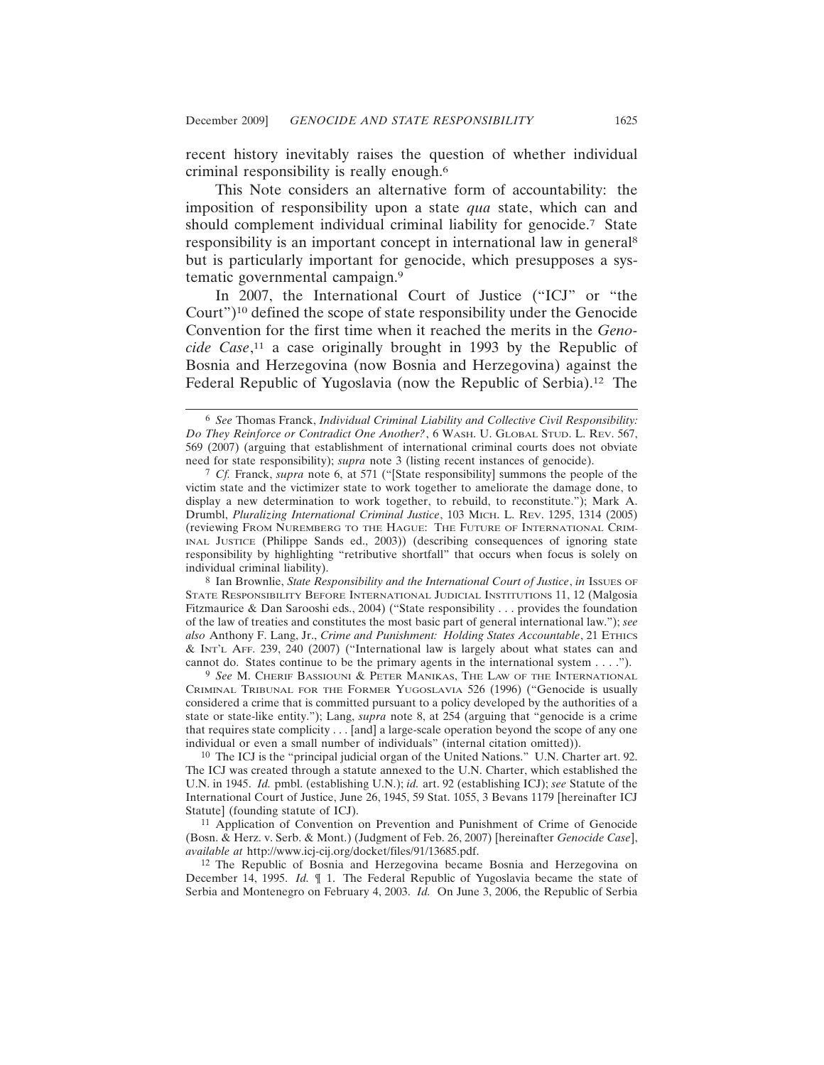recent history inevitably raises the question of whether individual criminal responsibility is really enough.[6]

This Note considers an alternative form of accountability: the imposition of responsibility upon a state *qua* state, which can and should complement individual criminal liability for genocide.[7] State responsibility is an important concept in international law in general[8] but is particularly important for genocide, which presupposes a systematic governmental campaign.[9]

In 2007, the International Court of Justice ("ICJ" or "the Court")[10] defined the scope of state responsibility under the Genocide Convention for the first time when it reached the merits in the *Genocide Case*,[11] a case originally brought in 1993 by the Republic of Bosnia and Herzegovina (now Bosnia and Herzegovina) against the Federal Republic of Yugoslavia (now the Republic of Serbia).[12] The

---

[6] *See* Thomas Franck, *Individual Criminal Liability and Collective Civil Responsibility: Do They Reinforce or Contradict One Another?*, 6 WASH. U. GLOBAL STUD. L. REV. 567, 569 (2007) (arguing that establishment of international criminal courts does not obviate need for state responsibility); *supra* note 3 (listing recent instances of genocide).

[7] *Cf.* Franck, *supra* note 6, at 571 ("[State responsibility] summons the people of the victim state and the victimizer state to work together to ameliorate the damage done, to display a new determination to work together, to rebuild, to reconstitute."); Mark A. Drumbl, *Pluralizing International Criminal Justice*, 103 MICH. L. REV. 1295, 1314 (2005) (reviewing FROM NUREMBERG TO THE HAGUE: THE FUTURE OF INTERNATIONAL CRIMINAL JUSTICE (Philippe Sands ed., 2003)) (describing consequences of ignoring state responsibility by highlighting "retributive shortfall" that occurs when focus is solely on individual criminal liability).

[8] Ian Brownlie, *State Responsibility and the International Court of Justice*, *in* ISSUES OF STATE RESPONSIBILITY BEFORE INTERNATIONAL JUDICIAL INSTITUTIONS 11, 12 (Malgosia Fitzmaurice & Dan Sarooshi eds., 2004) ("State responsibility . . . provides the foundation of the law of treaties and constitutes the most basic part of general international law."); *see also* Anthony F. Lang, Jr., *Crime and Punishment: Holding States Accountable*, 21 ETHICS & INT'L AFF. 239, 240 (2007) ("International law is largely about what states can and cannot do. States continue to be the primary agents in the international system . . . .").

[9] *See* M. CHERIF BASSIOUNI & PETER MANIKAS, THE LAW OF THE INTERNATIONAL CRIMINAL TRIBUNAL FOR THE FORMER YUGOSLAVIA 526 (1996) ("Genocide is usually considered a crime that is committed pursuant to a policy developed by the authorities of a state or state-like entity."); Lang, *supra* note 8, at 254 (arguing that "genocide is a crime that requires state complicity . . . [and] a large-scale operation beyond the scope of any one individual or even a small number of individuals" (internal citation omitted)).

[10] The ICJ is the "principal judicial organ of the United Nations." U.N. Charter art. 92. The ICJ was created through a statute annexed to the U.N. Charter, which established the U.N. in 1945. *Id.* pmbl. (establishing U.N.); *id.* art. 92 (establishing ICJ); *see* Statute of the International Court of Justice, June 26, 1945, 59 Stat. 1055, 3 Bevans 1179 [hereinafter ICJ Statute] (founding statute of ICJ).

[11] Application of Convention on Prevention and Punishment of Crime of Genocide (Bosn. & Herz. v. Serb. & Mont.) (Judgment of Feb. 26, 2007) [hereinafter *Genocide Case*], *available at* http://www.icj-cij.org/docket/files/91/13685.pdf.

[12] The Republic of Bosnia and Herzegovina became Bosnia and Herzegovina on December 14, 1995. *Id.* ¶ 1. The Federal Republic of Yugoslavia became the state of Serbia and Montenegro on February 4, 2003. *Id.* On June 3, 2006, the Republic of Serbia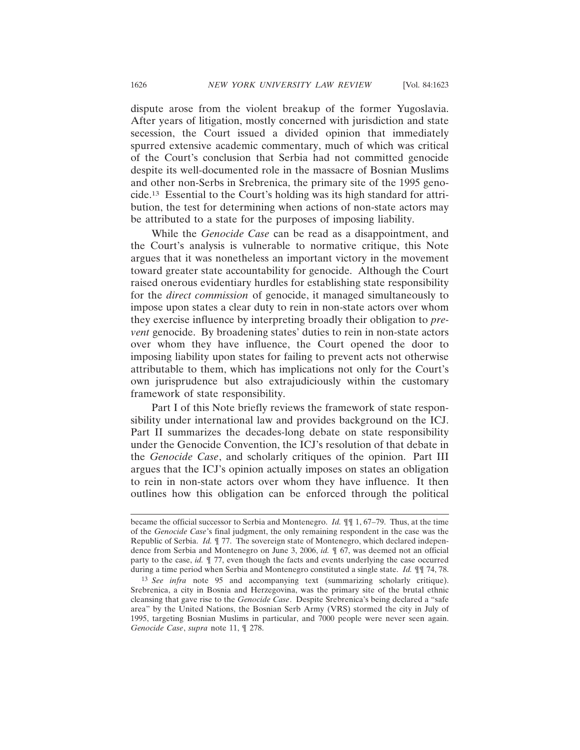dispute arose from the violent breakup of the former Yugoslavia. After years of litigation, mostly concerned with jurisdiction and state secession, the Court issued a divided opinion that immediately spurred extensive academic commentary, much of which was critical of the Court's conclusion that Serbia had not committed genocide despite its well-documented role in the massacre of Bosnian Muslims and other non-Serbs in Srebrenica, the primary site of the 1995 genocide.[13] Essential to the Court's holding was its high standard for attribution, the test for determining when actions of non-state actors may be attributed to a state for the purposes of imposing liability.

While the *Genocide Case* can be read as a disappointment, and the Court's analysis is vulnerable to normative critique, this Note argues that it was nonetheless an important victory in the movement toward greater state accountability for genocide. Although the Court raised onerous evidentiary hurdles for establishing state responsibility for the *direct commission* of genocide, it managed simultaneously to impose upon states a clear duty to rein in non-state actors over whom they exercise influence by interpreting broadly their obligation to *prevent* genocide. By broadening states' duties to rein in non-state actors over whom they have influence, the Court opened the door to imposing liability upon states for failing to prevent acts not otherwise attributable to them, which has implications not only for the Court's own jurisprudence but also extrajudiciously within the customary framework of state responsibility.

Part I of this Note briefly reviews the framework of state responsibility under international law and provides background on the ICJ. Part II summarizes the decades-long debate on state responsibility under the Genocide Convention, the ICJ's resolution of that debate in the *Genocide Case*, and scholarly critiques of the opinion. Part III argues that the ICJ's opinion actually imposes on states an obligation to rein in non-state actors over whom they have influence. It then outlines how this obligation can be enforced through the political

---

became the official successor to Serbia and Montenegro. *Id.* ¶¶ 1, 67–79. Thus, at the time of the *Genocide Case*'s final judgment, the only remaining respondent in the case was the Republic of Serbia. *Id.* ¶ 77. The sovereign state of Montenegro, which declared independence from Serbia and Montenegro on June 3, 2006, *id.* ¶ 67, was deemed not an official party to the case, *id.* ¶ 77, even though the facts and events underlying the case occurred during a time period when Serbia and Montenegro constituted a single state. *Id.* ¶¶ 74, 78.

[13] *See infra* note 95 and accompanying text (summarizing scholarly critique). Srebrenica, a city in Bosnia and Herzegovina, was the primary site of the brutal ethnic cleansing that gave rise to the *Genocide Case*. Despite Srebrenica's being declared a "safe area" by the United Nations, the Bosnian Serb Army (VRS) stormed the city in July of 1995, targeting Bosnian Muslims in particular, and 7000 people were never seen again. *Genocide Case*, *supra* note 11, ¶ 278.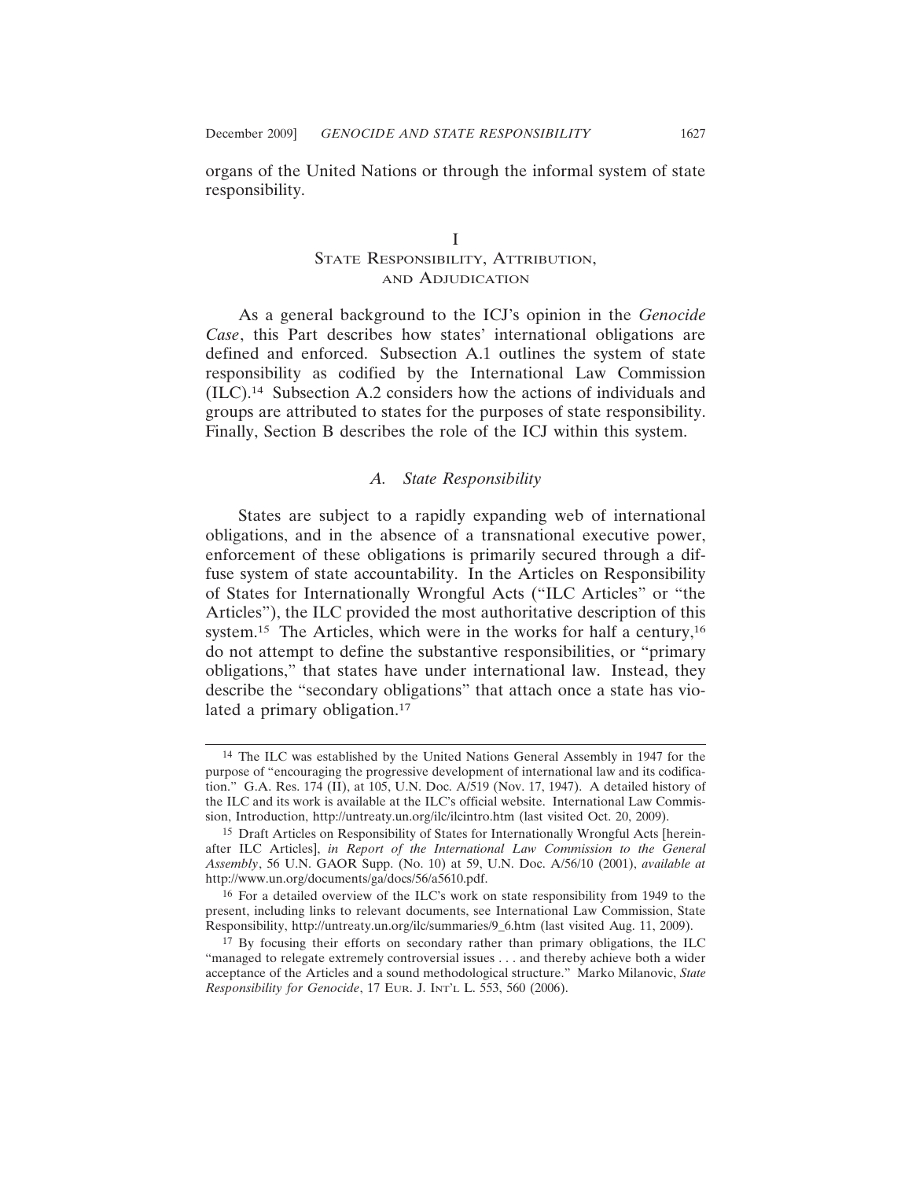organs of the United Nations or through the informal system of state responsibility.

# I
# State Responsibility, Attribution, and Adjudication

As a general background to the ICJ's opinion in the *Genocide Case*, this Part describes how states' international obligations are defined and enforced. Subsection A.1 outlines the system of state responsibility as codified by the International Law Commission (ILC).[14] Subsection A.2 considers how the actions of individuals and groups are attributed to states for the purposes of state responsibility. Finally, Section B describes the role of the ICJ within this system.

## *A. State Responsibility*

States are subject to a rapidly expanding web of international obligations, and in the absence of a transnational executive power, enforcement of these obligations is primarily secured through a diffuse system of state accountability. In the Articles on Responsibility of States for Internationally Wrongful Acts ("ILC Articles" or "the Articles"), the ILC provided the most authoritative description of this system.[15] The Articles, which were in the works for half a century,[16] do not attempt to define the substantive responsibilities, or "primary obligations," that states have under international law. Instead, they describe the "secondary obligations" that attach once a state has violated a primary obligation.[17]

---

[14] The ILC was established by the United Nations General Assembly in 1947 for the purpose of "encouraging the progressive development of international law and its codification." G.A. Res. 174 (II), at 105, U.N. Doc. A/519 (Nov. 17, 1947). A detailed history of the ILC and its work is available at the ILC's official website. International Law Commission, Introduction, http://untreaty.un.org/ilc/ilcintro.htm (last visited Oct. 20, 2009).

[15] Draft Articles on Responsibility of States for Internationally Wrongful Acts [hereinafter ILC Articles], *in Report of the International Law Commission to the General Assembly*, 56 U.N. GAOR Supp. (No. 10) at 59, U.N. Doc. A/56/10 (2001), *available at* http://www.un.org/documents/ga/docs/56/a5610.pdf.

[16] For a detailed overview of the ILC's work on state responsibility from 1949 to the present, including links to relevant documents, see International Law Commission, State Responsibility, http://untreaty.un.org/ilc/summaries/9_6.htm (last visited Aug. 11, 2009).

[17] By focusing their efforts on secondary rather than primary obligations, the ILC "managed to relegate extremely controversial issues . . . and thereby achieve both a wider acceptance of the Articles and a sound methodological structure." Marko Milanovic, *State Responsibility for Genocide*, 17 Eur. J. Int'l L. 553, 560 (2006).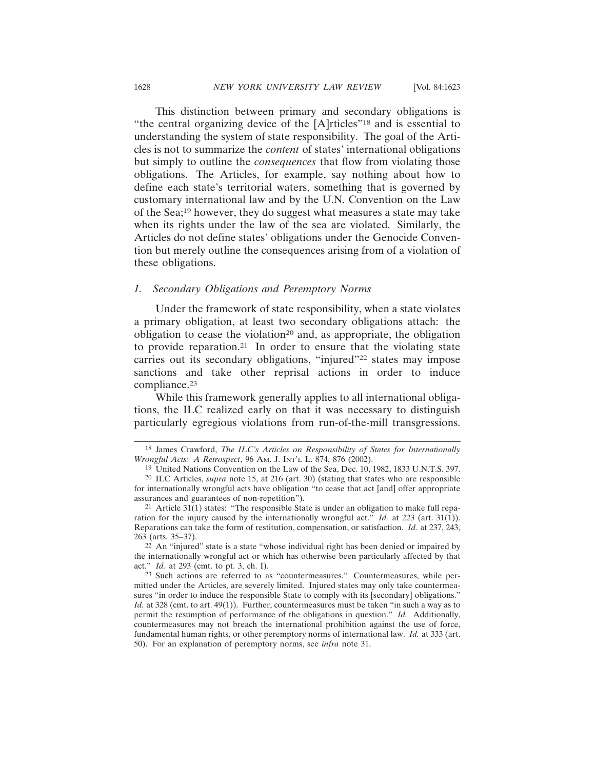This distinction between primary and secondary obligations is "the central organizing device of the [A]rticles"[18] and is essential to understanding the system of state responsibility. The goal of the Articles is not to summarize the *content* of states' international obligations but simply to outline the *consequences* that flow from violating those obligations. The Articles, for example, say nothing about how to define each state's territorial waters, something that is governed by customary international law and by the U.N. Convention on the Law of the Sea;[19] however, they do suggest what measures a state may take when its rights under the law of the sea are violated. Similarly, the Articles do not define states' obligations under the Genocide Convention but merely outline the consequences arising from of a violation of these obligations.

### *1. Secondary Obligations and Peremptory Norms*

Under the framework of state responsibility, when a state violates a primary obligation, at least two secondary obligations attach: the obligation to cease the violation[20] and, as appropriate, the obligation to provide reparation.[21] In order to ensure that the violating state carries out its secondary obligations, "injured"[22] states may impose sanctions and take other reprisal actions in order to induce compliance.[23]

While this framework generally applies to all international obligations, the ILC realized early on that it was necessary to distinguish particularly egregious violations from run-of-the-mill transgressions.

---

[18] James Crawford, *The ILC's Articles on Responsibility of States for Internationally Wrongful Acts: A Retrospect*, 96 AM. J. INT'L L. 874, 876 (2002).

[19] United Nations Convention on the Law of the Sea, Dec. 10, 1982, 1833 U.N.T.S. 397.

[20] ILC Articles, *supra* note 15, at 216 (art. 30) (stating that states who are responsible for internationally wrongful acts have obligation "to cease that act [and] offer appropriate assurances and guarantees of non-repetition").

[21] Article 31(1) states: "The responsible State is under an obligation to make full reparation for the injury caused by the internationally wrongful act." *Id.* at 223 (art. 31(1)). Reparations can take the form of restitution, compensation, or satisfaction. *Id.* at 237, 243, 263 (arts. 35–37).

[22] An "injured" state is a state "whose individual right has been denied or impaired by the internationally wrongful act or which has otherwise been particularly affected by that act." *Id.* at 293 (cmt. to pt. 3, ch. I).

[23] Such actions are referred to as "countermeasures." Countermeasures, while permitted under the Articles, are severely limited. Injured states may only take countermeasures "in order to induce the responsible State to comply with its [secondary] obligations." *Id.* at 328 (cmt. to art. 49(1)). Further, countermeasures must be taken "in such a way as to permit the resumption of performance of the obligations in question." *Id.* Additionally, countermeasures may not breach the international prohibition against the use of force, fundamental human rights, or other peremptory norms of international law. *Id.* at 333 (art. 50). For an explanation of peremptory norms, see *infra* note 31.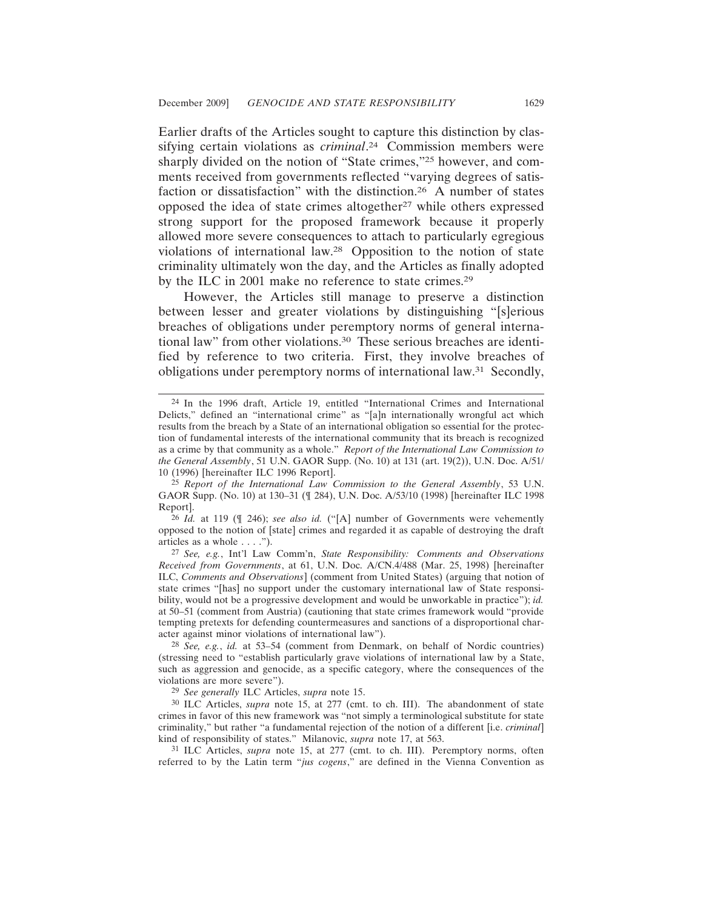Earlier drafts of the Articles sought to capture this distinction by classifying certain violations as *criminal*.[24] Commission members were sharply divided on the notion of "State crimes,"[25] however, and comments received from governments reflected "varying degrees of satisfaction or dissatisfaction" with the distinction.[26] A number of states opposed the idea of state crimes altogether[27] while others expressed strong support for the proposed framework because it properly allowed more severe consequences to attach to particularly egregious violations of international law.[28] Opposition to the notion of state criminality ultimately won the day, and the Articles as finally adopted by the ILC in 2001 make no reference to state crimes.[29]

However, the Articles still manage to preserve a distinction between lesser and greater violations by distinguishing "[s]erious breaches of obligations under peremptory norms of general international law" from other violations.[30] These serious breaches are identified by reference to two criteria. First, they involve breaches of obligations under peremptory norms of international law.[31] Secondly,

---

[24] In the 1996 draft, Article 19, entitled "International Crimes and International Delicts," defined an "international crime" as "[a]n internationally wrongful act which results from the breach by a State of an international obligation so essential for the protection of fundamental interests of the international community that its breach is recognized as a crime by that community as a whole." *Report of the International Law Commission to the General Assembly*, 51 U.N. GAOR Supp. (No. 10) at 131 (art. 19(2)), U.N. Doc. A/51/10 (1996) [hereinafter ILC 1996 Report].

[25] *Report of the International Law Commission to the General Assembly*, 53 U.N. GAOR Supp. (No. 10) at 130–31 (¶ 284), U.N. Doc. A/53/10 (1998) [hereinafter ILC 1998 Report].

[26] *Id.* at 119 (¶ 246); *see also id.* ("[A] number of Governments were vehemently opposed to the notion of [state] crimes and regarded it as capable of destroying the draft articles as a whole . . . .").

[27] *See, e.g.*, Int'l Law Comm'n, *State Responsibility: Comments and Observations Received from Governments*, at 61, U.N. Doc. A/CN.4/488 (Mar. 25, 1998) [hereinafter ILC, *Comments and Observations*] (comment from United States) (arguing that notion of state crimes "[has] no support under the customary international law of State responsibility, would not be a progressive development and would be unworkable in practice"); *id.* at 50–51 (comment from Austria) (cautioning that state crimes framework would "provide tempting pretexts for defending countermeasures and sanctions of a disproportional character against minor violations of international law").

[28] *See, e.g.*, *id.* at 53–54 (comment from Denmark, on behalf of Nordic countries) (stressing need to "establish particularly grave violations of international law by a State, such as aggression and genocide, as a specific category, where the consequences of the violations are more severe").

[29] *See generally* ILC Articles, *supra* note 15.

[30] ILC Articles, *supra* note 15, at 277 (cmt. to ch. III). The abandonment of state crimes in favor of this new framework was "not simply a terminological substitute for state criminality," but rather "a fundamental rejection of the notion of a different [i.e. *criminal*] kind of responsibility of states." Milanovic, *supra* note 17, at 563.

[31] ILC Articles, *supra* note 15, at 277 (cmt. to ch. III). Peremptory norms, often referred to by the Latin term "*jus cogens*," are defined in the Vienna Convention as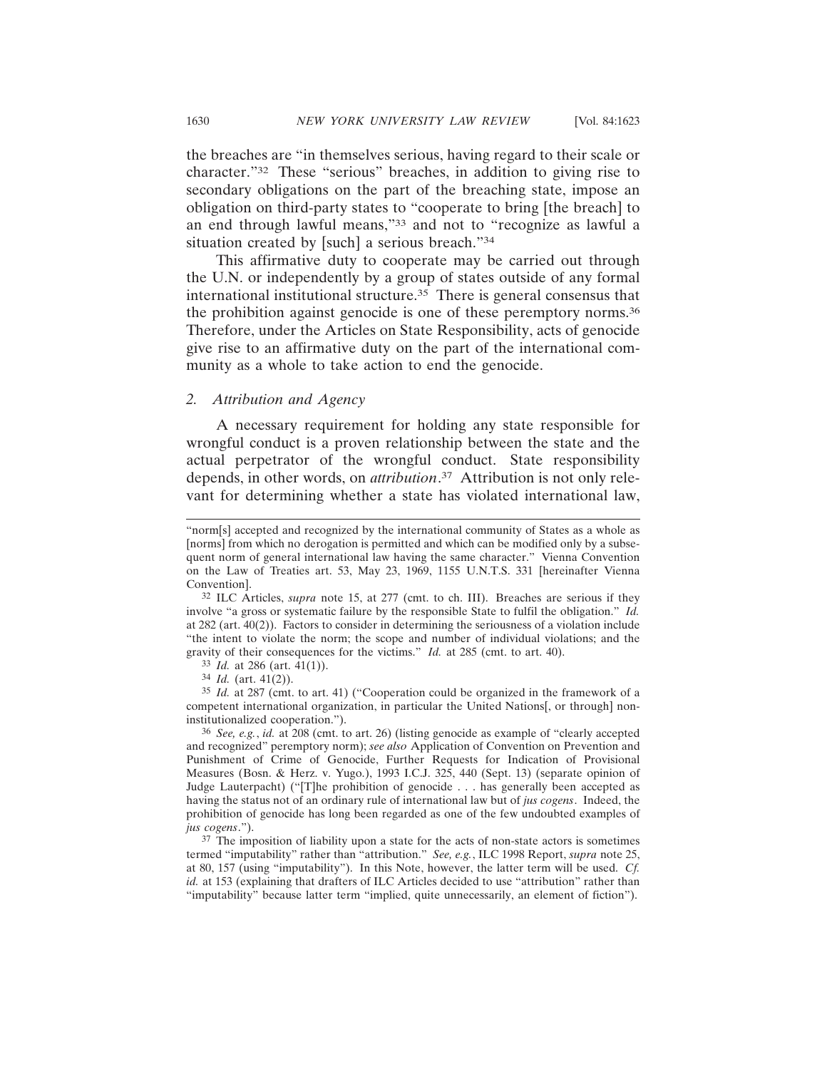the breaches are "in themselves serious, having regard to their scale or character."[32] These "serious" breaches, in addition to giving rise to secondary obligations on the part of the breaching state, impose an obligation on third-party states to "cooperate to bring [the breach] to an end through lawful means,"[33] and not to "recognize as lawful a situation created by [such] a serious breach."[34]

This affirmative duty to cooperate may be carried out through the U.N. or independently by a group of states outside of any formal international institutional structure.[35] There is general consensus that the prohibition against genocide is one of these peremptory norms.[36] Therefore, under the Articles on State Responsibility, acts of genocide give rise to an affirmative duty on the part of the international community as a whole to take action to end the genocide.

### 2. *Attribution and Agency*

A necessary requirement for holding any state responsible for wrongful conduct is a proven relationship between the state and the actual perpetrator of the wrongful conduct. State responsibility depends, in other words, on *attribution*.[37] Attribution is not only relevant for determining whether a state has violated international law,

---

"norm[s] accepted and recognized by the international community of States as a whole as [norms] from which no derogation is permitted and which can be modified only by a subsequent norm of general international law having the same character." Vienna Convention on the Law of Treaties art. 53, May 23, 1969, 1155 U.N.T.S. 331 [hereinafter Vienna Convention].

[32] ILC Articles, *supra* note 15, at 277 (cmt. to ch. III). Breaches are serious if they involve "a gross or systematic failure by the responsible State to fulfil the obligation." *Id.* at 282 (art. 40(2)). Factors to consider in determining the seriousness of a violation include "the intent to violate the norm; the scope and number of individual violations; and the gravity of their consequences for the victims." *Id.* at 285 (cmt. to art. 40).

[33] *Id.* at 286 (art. 41(1)).

[34] *Id.* (art. 41(2)).

[35] *Id.* at 287 (cmt. to art. 41) ("Cooperation could be organized in the framework of a competent international organization, in particular the United Nations[, or through] non-institutionalized cooperation.").

[36] *See, e.g.*, *id.* at 208 (cmt. to art. 26) (listing genocide as example of "clearly accepted and recognized" peremptory norm); *see also* Application of Convention on Prevention and Punishment of Crime of Genocide, Further Requests for Indication of Provisional Measures (Bosn. & Herz. v. Yugo.), 1993 I.C.J. 325, 440 (Sept. 13) (separate opinion of Judge Lauterpacht) ("[T]he prohibition of genocide . . . has generally been accepted as having the status not of an ordinary rule of international law but of *jus cogens*. Indeed, the prohibition of genocide has long been regarded as one of the few undoubted examples of *jus cogens*.").

[37] The imposition of liability upon a state for the acts of non-state actors is sometimes termed "imputability" rather than "attribution." *See, e.g.*, ILC 1998 Report, *supra* note 25, at 80, 157 (using "imputability"). In this Note, however, the latter term will be used. *Cf. id.* at 153 (explaining that drafters of ILC Articles decided to use "attribution" rather than "imputability" because latter term "implied, quite unnecessarily, an element of fiction").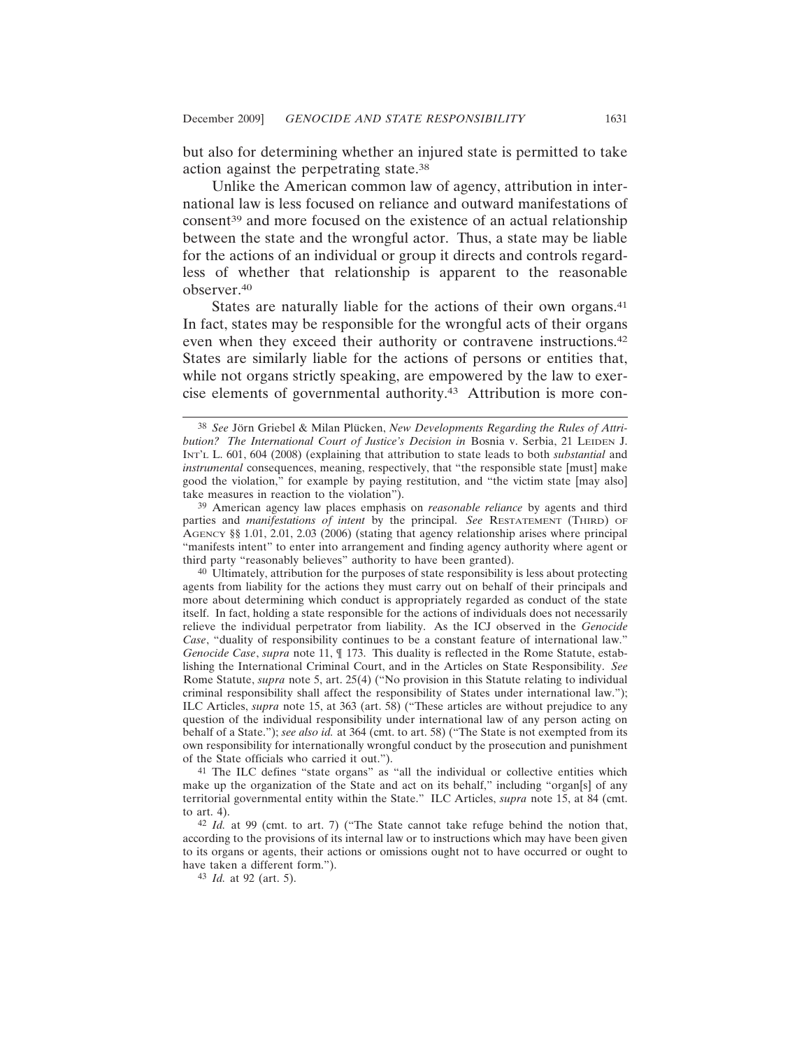but also for determining whether an injured state is permitted to take action against the perpetrating state.[38]

Unlike the American common law of agency, attribution in international law is less focused on reliance and outward manifestations of consent[39] and more focused on the existence of an actual relationship between the state and the wrongful actor. Thus, a state may be liable for the actions of an individual or group it directs and controls regardless of whether that relationship is apparent to the reasonable observer.[40]

States are naturally liable for the actions of their own organs.[41] In fact, states may be responsible for the wrongful acts of their organs even when they exceed their authority or contravene instructions.[42] States are similarly liable for the actions of persons or entities that, while not organs strictly speaking, are empowered by the law to exercise elements of governmental authority.[43] Attribution is more con-

---

[38] *See* Jörn Griebel & Milan Plücken, *New Developments Regarding the Rules of Attribution? The International Court of Justice's Decision in* Bosnia v. Serbia, 21 LEIDEN J. INT'L L. 601, 604 (2008) (explaining that attribution to state leads to both *substantial* and *instrumental* consequences, meaning, respectively, that "the responsible state [must] make good the violation," for example by paying restitution, and "the victim state [may also] take measures in reaction to the violation").

[39] American agency law places emphasis on *reasonable reliance* by agents and third parties and *manifestations of intent* by the principal. *See* RESTATEMENT (THIRD) OF AGENCY §§ 1.01, 2.01, 2.03 (2006) (stating that agency relationship arises where principal "manifests intent" to enter into arrangement and finding agency authority where agent or third party "reasonably believes" authority to have been granted).

[40] Ultimately, attribution for the purposes of state responsibility is less about protecting agents from liability for the actions they must carry out on behalf of their principals and more about determining which conduct is appropriately regarded as conduct of the state itself. In fact, holding a state responsible for the actions of individuals does not necessarily relieve the individual perpetrator from liability. As the ICJ observed in the *Genocide Case*, "duality of responsibility continues to be a constant feature of international law." *Genocide Case*, *supra* note 11, ¶ 173. This duality is reflected in the Rome Statute, establishing the International Criminal Court, and in the Articles on State Responsibility. *See* Rome Statute, *supra* note 5, art. 25(4) ("No provision in this Statute relating to individual criminal responsibility shall affect the responsibility of States under international law."); ILC Articles, *supra* note 15, at 363 (art. 58) ("These articles are without prejudice to any question of the individual responsibility under international law of any person acting on behalf of a State."); *see also id.* at 364 (cmt. to art. 58) ("The State is not exempted from its own responsibility for internationally wrongful conduct by the prosecution and punishment of the State officials who carried it out.").

[41] The ILC defines "state organs" as "all the individual or collective entities which make up the organization of the State and act on its behalf," including "organ[s] of any territorial governmental entity within the State." ILC Articles, *supra* note 15, at 84 (cmt. to art. 4).

[42] *Id.* at 99 (cmt. to art. 7) ("The State cannot take refuge behind the notion that, according to the provisions of its internal law or to instructions which may have been given to its organs or agents, their actions or omissions ought not to have occurred or ought to have taken a different form.").

[43] *Id.* at 92 (art. 5).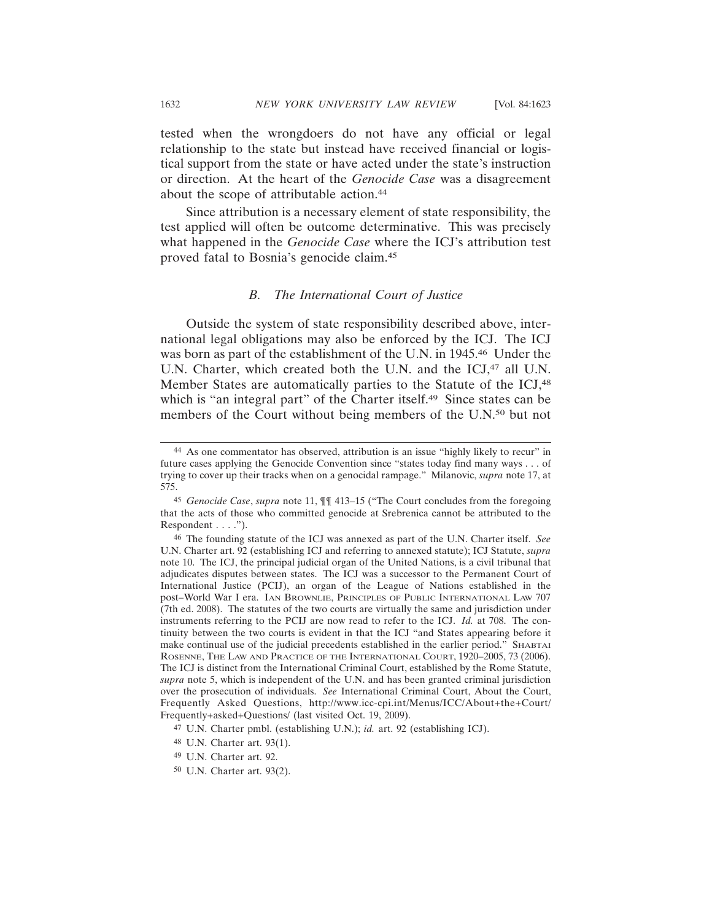tested when the wrongdoers do not have any official or legal relationship to the state but instead have received financial or logistical support from the state or have acted under the state's instruction or direction. At the heart of the *Genocide Case* was a disagreement about the scope of attributable action.[44]

Since attribution is a necessary element of state responsibility, the test applied will often be outcome determinative. This was precisely what happened in the *Genocide Case* where the ICJ's attribution test proved fatal to Bosnia's genocide claim.[45]

### *B. The International Court of Justice*

Outside the system of state responsibility described above, international legal obligations may also be enforced by the ICJ. The ICJ was born as part of the establishment of the U.N. in 1945.[46] Under the U.N. Charter, which created both the U.N. and the ICJ,[47] all U.N. Member States are automatically parties to the Statute of the ICJ,[48] which is "an integral part" of the Charter itself.[49] Since states can be members of the Court without being members of the U.N.[50] but not

---

[44] As one commentator has observed, attribution is an issue "highly likely to recur" in future cases applying the Genocide Convention since "states today find many ways . . . of trying to cover up their tracks when on a genocidal rampage." Milanovic, *supra* note 17, at 575.

[45] *Genocide Case*, *supra* note 11, ¶¶ 413–15 ("The Court concludes from the foregoing that the acts of those who committed genocide at Srebrenica cannot be attributed to the Respondent . . . .").

[46] The founding statute of the ICJ was annexed as part of the U.N. Charter itself. *See* U.N. Charter art. 92 (establishing ICJ and referring to annexed statute); ICJ Statute, *supra* note 10. The ICJ, the principal judicial organ of the United Nations, is a civil tribunal that adjudicates disputes between states. The ICJ was a successor to the Permanent Court of International Justice (PCIJ), an organ of the League of Nations established in the post–World War I era. IAN BROWNLIE, PRINCIPLES OF PUBLIC INTERNATIONAL LAW 707 (7th ed. 2008). The statutes of the two courts are virtually the same and jurisdiction under instruments referring to the PCIJ are now read to refer to the ICJ. *Id.* at 708. The continuity between the two courts is evident in that the ICJ "and States appearing before it make continual use of the judicial precedents established in the earlier period." SHABTAI ROSENNE, THE LAW AND PRACTICE OF THE INTERNATIONAL COURT, 1920–2005, 73 (2006). The ICJ is distinct from the International Criminal Court, established by the Rome Statute, *supra* note 5, which is independent of the U.N. and has been granted criminal jurisdiction over the prosecution of individuals. *See* International Criminal Court, About the Court, Frequently Asked Questions, http://www.icc-cpi.int/Menus/ICC/About+the+Court/Frequently+asked+Questions/ (last visited Oct. 19, 2009).

[47] U.N. Charter pmbl. (establishing U.N.); *id.* art. 92 (establishing ICJ).

[48] U.N. Charter art. 93(1).

[49] U.N. Charter art. 92.

[50] U.N. Charter art. 93(2).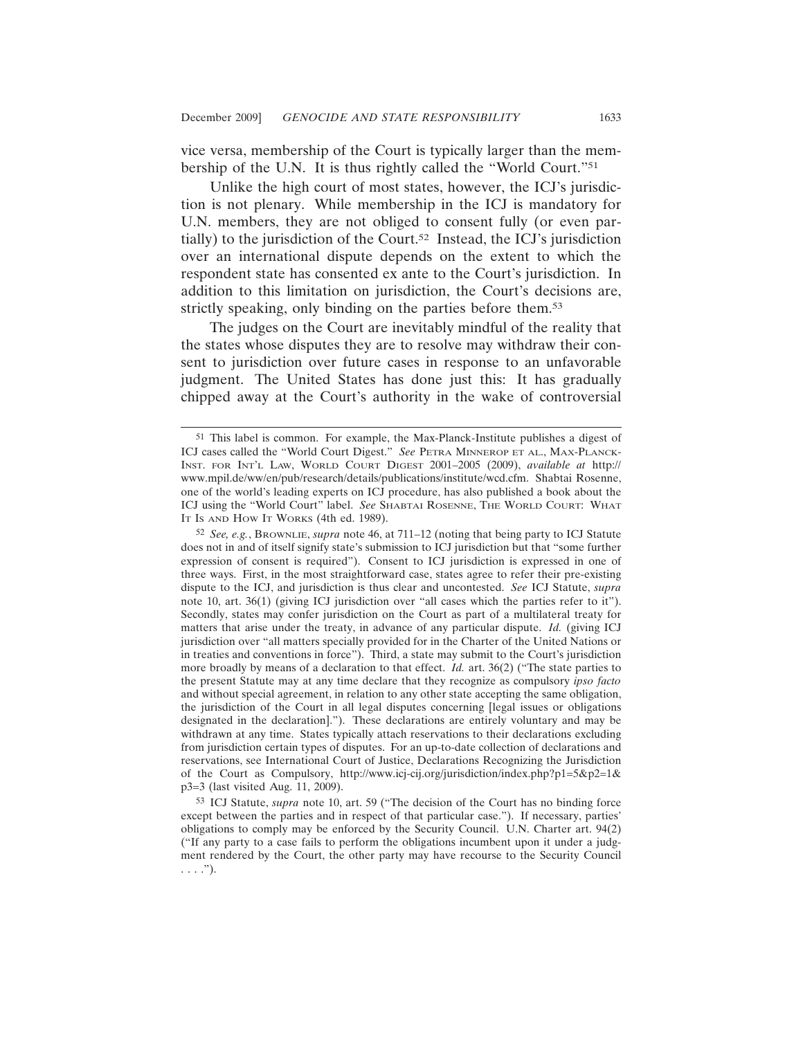vice versa, membership of the Court is typically larger than the membership of the U.N. It is thus rightly called the "World Court."[51]

Unlike the high court of most states, however, the ICJ's jurisdiction is not plenary. While membership in the ICJ is mandatory for U.N. members, they are not obliged to consent fully (or even partially) to the jurisdiction of the Court.[52] Instead, the ICJ's jurisdiction over an international dispute depends on the extent to which the respondent state has consented ex ante to the Court's jurisdiction. In addition to this limitation on jurisdiction, the Court's decisions are, strictly speaking, only binding on the parties before them.[53]

The judges on the Court are inevitably mindful of the reality that the states whose disputes they are to resolve may withdraw their consent to jurisdiction over future cases in response to an unfavorable judgment. The United States has done just this: It has gradually chipped away at the Court's authority in the wake of controversial

---

[51] This label is common. For example, the Max-Planck-Institute publishes a digest of ICJ cases called the "World Court Digest." *See* PETRA MINNEROP ET AL., MAX-PLANCK-INST. FOR INT'L LAW, WORLD COURT DIGEST 2001–2005 (2009), *available at* http://www.mpil.de/ww/en/pub/research/details/publications/institute/wcd.cfm. Shabtai Rosenne, one of the world's leading experts on ICJ procedure, has also published a book about the ICJ using the "World Court" label. *See* SHABTAI ROSENNE, THE WORLD COURT: WHAT IT IS AND HOW IT WORKS (4th ed. 1989).

[52] *See, e.g.*, BROWNLIE, *supra* note 46, at 711–12 (noting that being party to ICJ Statute does not in and of itself signify state's submission to ICJ jurisdiction but that "some further expression of consent is required"). Consent to ICJ jurisdiction is expressed in one of three ways. First, in the most straightforward case, states agree to refer their pre-existing dispute to the ICJ, and jurisdiction is thus clear and uncontested. *See* ICJ Statute, *supra* note 10, art. 36(1) (giving ICJ jurisdiction over "all cases which the parties refer to it"). Secondly, states may confer jurisdiction on the Court as part of a multilateral treaty for matters that arise under the treaty, in advance of any particular dispute. *Id.* (giving ICJ jurisdiction over "all matters specially provided for in the Charter of the United Nations or in treaties and conventions in force"). Third, a state may submit to the Court's jurisdiction more broadly by means of a declaration to that effect. *Id.* art. 36(2) ("The state parties to the present Statute may at any time declare that they recognize as compulsory *ipso facto* and without special agreement, in relation to any other state accepting the same obligation, the jurisdiction of the Court in all legal disputes concerning [legal issues or obligations designated in the declaration]."). These declarations are entirely voluntary and may be withdrawn at any time. States typically attach reservations to their declarations excluding from jurisdiction certain types of disputes. For an up-to-date collection of declarations and reservations, see International Court of Justice, Declarations Recognizing the Jurisdiction of the Court as Compulsory, http://www.icj-cij.org/jurisdiction/index.php?p1=5&p2=1&p3=3 (last visited Aug. 11, 2009).

[53] ICJ Statute, *supra* note 10, art. 59 ("The decision of the Court has no binding force except between the parties and in respect of that particular case."). If necessary, parties' obligations to comply may be enforced by the Security Council. U.N. Charter art. 94(2) ("If any party to a case fails to perform the obligations incumbent upon it under a judgment rendered by the Court, the other party may have recourse to the Security Council . . . .").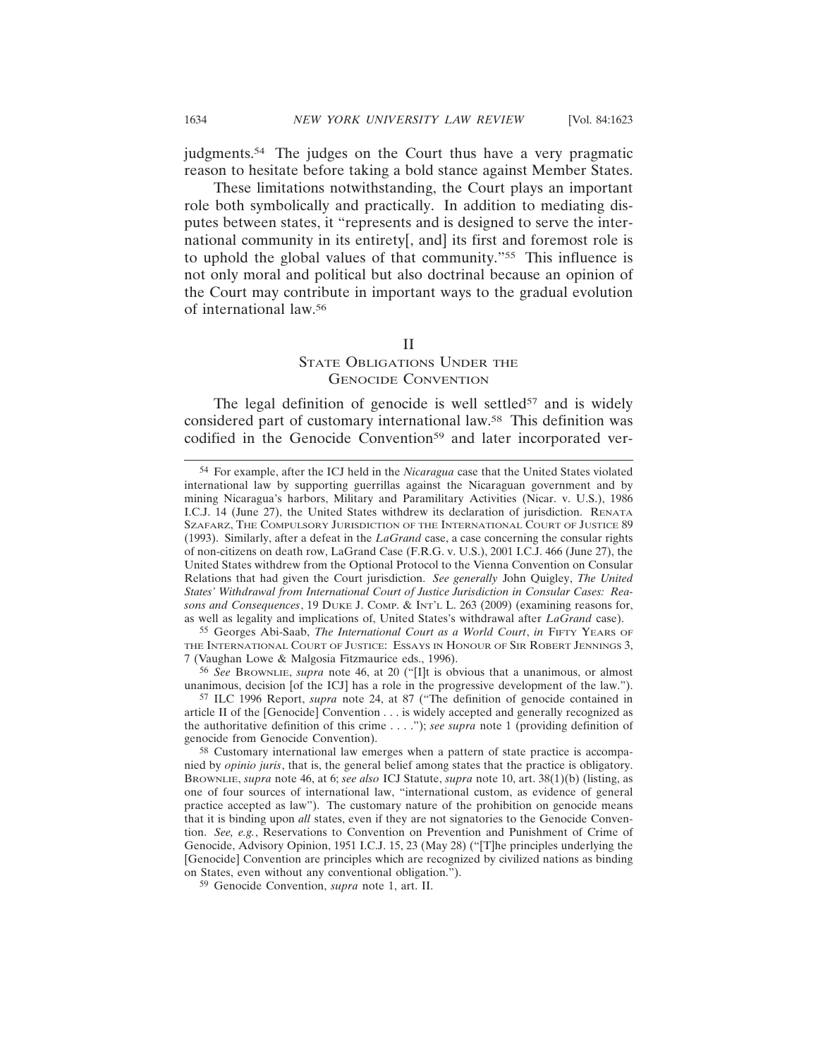judgments.[54] The judges on the Court thus have a very pragmatic reason to hesitate before taking a bold stance against Member States.

These limitations notwithstanding, the Court plays an important role both symbolically and practically. In addition to mediating disputes between states, it "represents and is designed to serve the international community in its entirety[, and] its first and foremost role is to uphold the global values of that community."[55] This influence is not only moral and political but also doctrinal because an opinion of the Court may contribute in important ways to the gradual evolution of international law.[56]

## II
## State Obligations Under the Genocide Convention

The legal definition of genocide is well settled[57] and is widely considered part of customary international law.[58] This definition was codified in the Genocide Convention[59] and later incorporated ver-

---

[54] For example, after the ICJ held in the *Nicaragua* case that the United States violated international law by supporting guerrillas against the Nicaraguan government and by mining Nicaragua's harbors, Military and Paramilitary Activities (Nicar. v. U.S.), 1986 I.C.J. 14 (June 27), the United States withdrew its declaration of jurisdiction. Renata Szafarz, The Compulsory Jurisdiction of the International Court of Justice 89 (1993). Similarly, after a defeat in the *LaGrand* case, a case concerning the consular rights of non-citizens on death row, LaGrand Case (F.R.G. v. U.S.), 2001 I.C.J. 466 (June 27), the United States withdrew from the Optional Protocol to the Vienna Convention on Consular Relations that had given the Court jurisdiction. *See generally* John Quigley, *The United States' Withdrawal from International Court of Justice Jurisdiction in Consular Cases: Reasons and Consequences*, 19 Duke J. Comp. & Int'l L. 263 (2009) (examining reasons for, as well as legality and implications of, United States's withdrawal after *LaGrand* case).

[55] Georges Abi-Saab, *The International Court as a World Court*, *in* Fifty Years of the International Court of Justice: Essays in Honour of Sir Robert Jennings 3, 7 (Vaughan Lowe & Malgosia Fitzmaurice eds., 1996).

[56] *See* Brownlie, *supra* note 46, at 20 ("[I]t is obvious that a unanimous, or almost unanimous, decision [of the ICJ] has a role in the progressive development of the law.").

[57] ILC 1996 Report, *supra* note 24, at 87 ("The definition of genocide contained in article II of the [Genocide] Convention . . . is widely accepted and generally recognized as the authoritative definition of this crime . . . ."); *see supra* note 1 (providing definition of genocide from Genocide Convention).

[58] Customary international law emerges when a pattern of state practice is accompanied by *opinio juris*, that is, the general belief among states that the practice is obligatory. Brownlie, *supra* note 46, at 6; *see also* ICJ Statute, *supra* note 10, art. 38(1)(b) (listing, as one of four sources of international law, "international custom, as evidence of general practice accepted as law"). The customary nature of the prohibition on genocide means that it is binding upon *all* states, even if they are not signatories to the Genocide Convention. *See, e.g.*, Reservations to Convention on Prevention and Punishment of Crime of Genocide, Advisory Opinion, 1951 I.C.J. 15, 23 (May 28) ("[T]he principles underlying the [Genocide] Convention are principles which are recognized by civilized nations as binding on States, even without any conventional obligation.").

[59] Genocide Convention, *supra* note 1, art. II.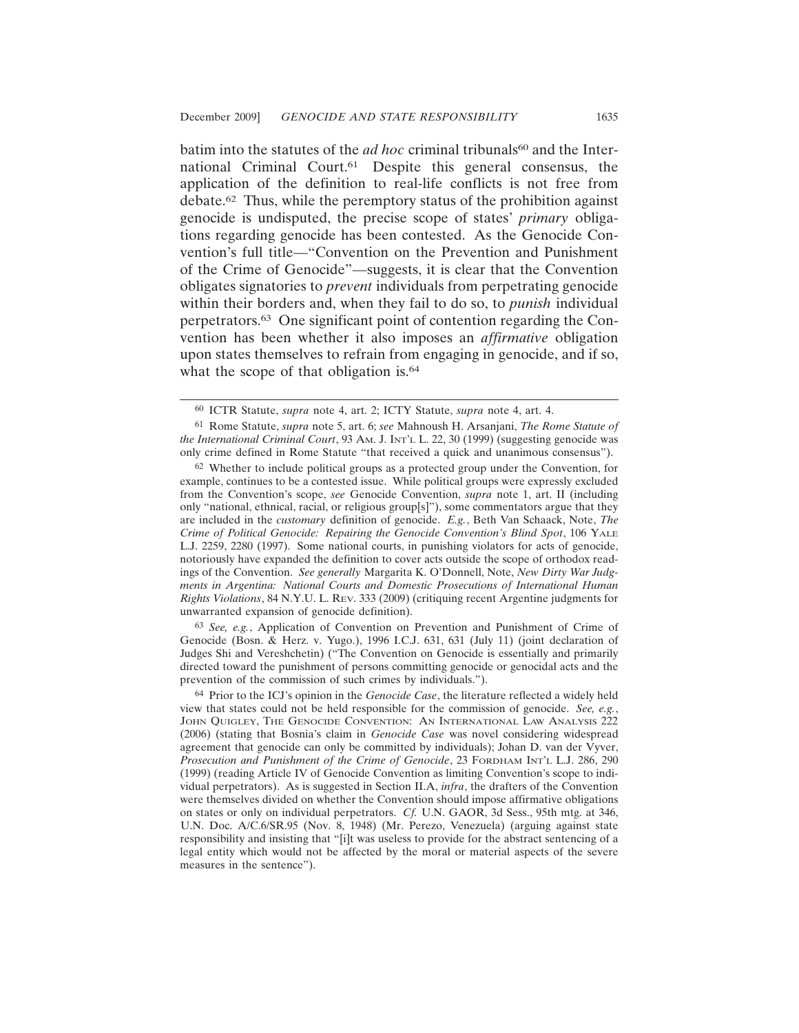batim into the statutes of the *ad hoc* criminal tribunals[60] and the International Criminal Court.[61] Despite this general consensus, the application of the definition to real-life conflicts is not free from debate.[62] Thus, while the peremptory status of the prohibition against genocide is undisputed, the precise scope of states' *primary* obligations regarding genocide has been contested. As the Genocide Convention's full title—"Convention on the Prevention and Punishment of the Crime of Genocide"—suggests, it is clear that the Convention obligates signatories to *prevent* individuals from perpetrating genocide within their borders and, when they fail to do so, to *punish* individual perpetrators.[63] One significant point of contention regarding the Convention has been whether it also imposes an *affirmative* obligation upon states themselves to refrain from engaging in genocide, and if so, what the scope of that obligation is.[64]

---

[60] ICTR Statute, *supra* note 4, art. 2; ICTY Statute, *supra* note 4, art. 4.

[61] Rome Statute, *supra* note 5, art. 6; *see* Mahnoush H. Arsanjani, *The Rome Statute of the International Criminal Court*, 93 AM. J. INT'L L. 22, 30 (1999) (suggesting genocide was only crime defined in Rome Statute "that received a quick and unanimous consensus").

[62] Whether to include political groups as a protected group under the Convention, for example, continues to be a contested issue. While political groups were expressly excluded from the Convention's scope, *see* Genocide Convention, *supra* note 1, art. II (including only "national, ethnical, racial, or religious group[s]"), some commentators argue that they are included in the *customary* definition of genocide. *E.g.*, Beth Van Schaack, Note, *The Crime of Political Genocide: Repairing the Genocide Convention's Blind Spot*, 106 YALE L.J. 2259, 2280 (1997). Some national courts, in punishing violators for acts of genocide, notoriously have expanded the definition to cover acts outside the scope of orthodox readings of the Convention. *See generally* Margarita K. O'Donnell, Note, *New Dirty War Judgments in Argentina: National Courts and Domestic Prosecutions of International Human Rights Violations*, 84 N.Y.U. L. REV. 333 (2009) (critiquing recent Argentine judgments for unwarranted expansion of genocide definition).

[63] *See, e.g.*, Application of Convention on Prevention and Punishment of Crime of Genocide (Bosn. & Herz. v. Yugo.), 1996 I.C.J. 631, 631 (July 11) (joint declaration of Judges Shi and Vereshchetin) ("The Convention on Genocide is essentially and primarily directed toward the punishment of persons committing genocide or genocidal acts and the prevention of the commission of such crimes by individuals.").

[64] Prior to the ICJ's opinion in the *Genocide Case*, the literature reflected a widely held view that states could not be held responsible for the commission of genocide. *See, e.g.*, JOHN QUIGLEY, THE GENOCIDE CONVENTION: AN INTERNATIONAL LAW ANALYSIS 222 (2006) (stating that Bosnia's claim in *Genocide Case* was novel considering widespread agreement that genocide can only be committed by individuals); Johan D. van der Vyver, *Prosecution and Punishment of the Crime of Genocide*, 23 FORDHAM INT'L L.J. 286, 290 (1999) (reading Article IV of Genocide Convention as limiting Convention's scope to individual perpetrators). As is suggested in Section II.A, *infra*, the drafters of the Convention were themselves divided on whether the Convention should impose affirmative obligations on states or only on individual perpetrators. *Cf.* U.N. GAOR, 3d Sess., 95th mtg. at 346, U.N. Doc. A/C.6/SR.95 (Nov. 8, 1948) (Mr. Perezo, Venezuela) (arguing against state responsibility and insisting that "[i]t was useless to provide for the abstract sentencing of a legal entity which would not be affected by the moral or material aspects of the severe measures in the sentence").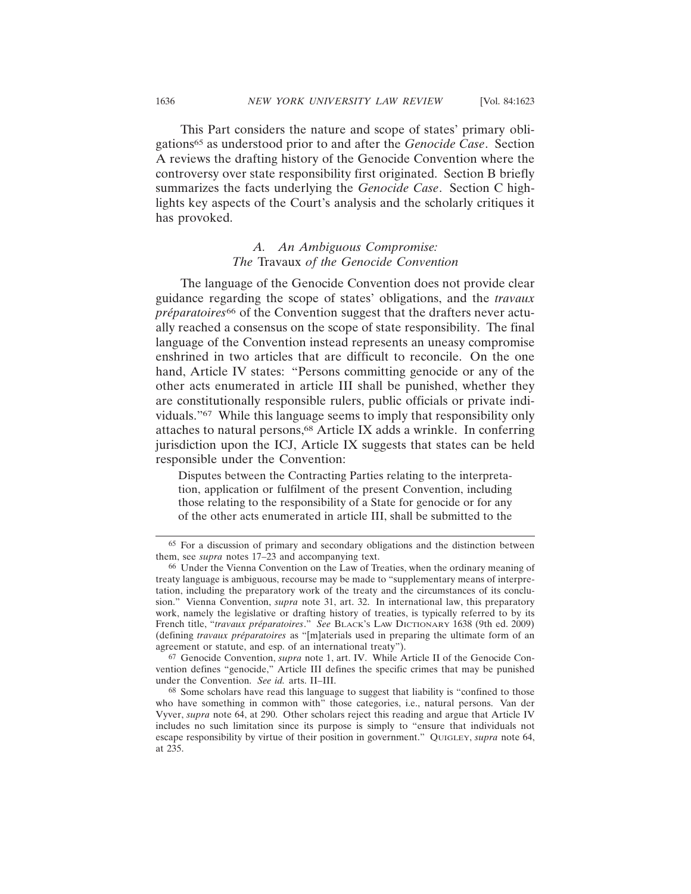This Part considers the nature and scope of states' primary obligations[65] as understood prior to and after the *Genocide Case*. Section A reviews the drafting history of the Genocide Convention where the controversy over state responsibility first originated. Section B briefly summarizes the facts underlying the *Genocide Case*. Section C highlights key aspects of the Court's analysis and the scholarly critiques it has provoked.

### A. *An Ambiguous Compromise: The* Travaux *of the Genocide Convention*

The language of the Genocide Convention does not provide clear guidance regarding the scope of states' obligations, and the *travaux préparatoires*[66] of the Convention suggest that the drafters never actually reached a consensus on the scope of state responsibility. The final language of the Convention instead represents an uneasy compromise enshrined in two articles that are difficult to reconcile. On the one hand, Article IV states: "Persons committing genocide or any of the other acts enumerated in article III shall be punished, whether they are constitutionally responsible rulers, public officials or private individuals."[67] While this language seems to imply that responsibility only attaches to natural persons,[68] Article IX adds a wrinkle. In conferring jurisdiction upon the ICJ, Article IX suggests that states can be held responsible under the Convention:

> Disputes between the Contracting Parties relating to the interpretation, application or fulfilment of the present Convention, including those relating to the responsibility of a State for genocide or for any of the other acts enumerated in article III, shall be submitted to the

---

65 For a discussion of primary and secondary obligations and the distinction between them, see *supra* notes 17–23 and accompanying text.

66 Under the Vienna Convention on the Law of Treaties, when the ordinary meaning of treaty language is ambiguous, recourse may be made to "supplementary means of interpretation, including the preparatory work of the treaty and the circumstances of its conclusion." Vienna Convention, *supra* note 31, art. 32. In international law, this preparatory work, namely the legislative or drafting history of treaties, is typically referred to by its French title, "*travaux préparatoires*." *See* BLACK'S LAW DICTIONARY 1638 (9th ed. 2009) (defining *travaux préparatoires* as "[m]aterials used in preparing the ultimate form of an agreement or statute, and esp. of an international treaty").

67 Genocide Convention, *supra* note 1, art. IV. While Article II of the Genocide Convention defines "genocide," Article III defines the specific crimes that may be punished under the Convention. *See id.* arts. II–III.

68 Some scholars have read this language to suggest that liability is "confined to those who have something in common with" those categories, i.e., natural persons. Van der Vyver, *supra* note 64, at 290. Other scholars reject this reading and argue that Article IV includes no such limitation since its purpose is simply to "ensure that individuals not escape responsibility by virtue of their position in government." QUIGLEY, *supra* note 64, at 235.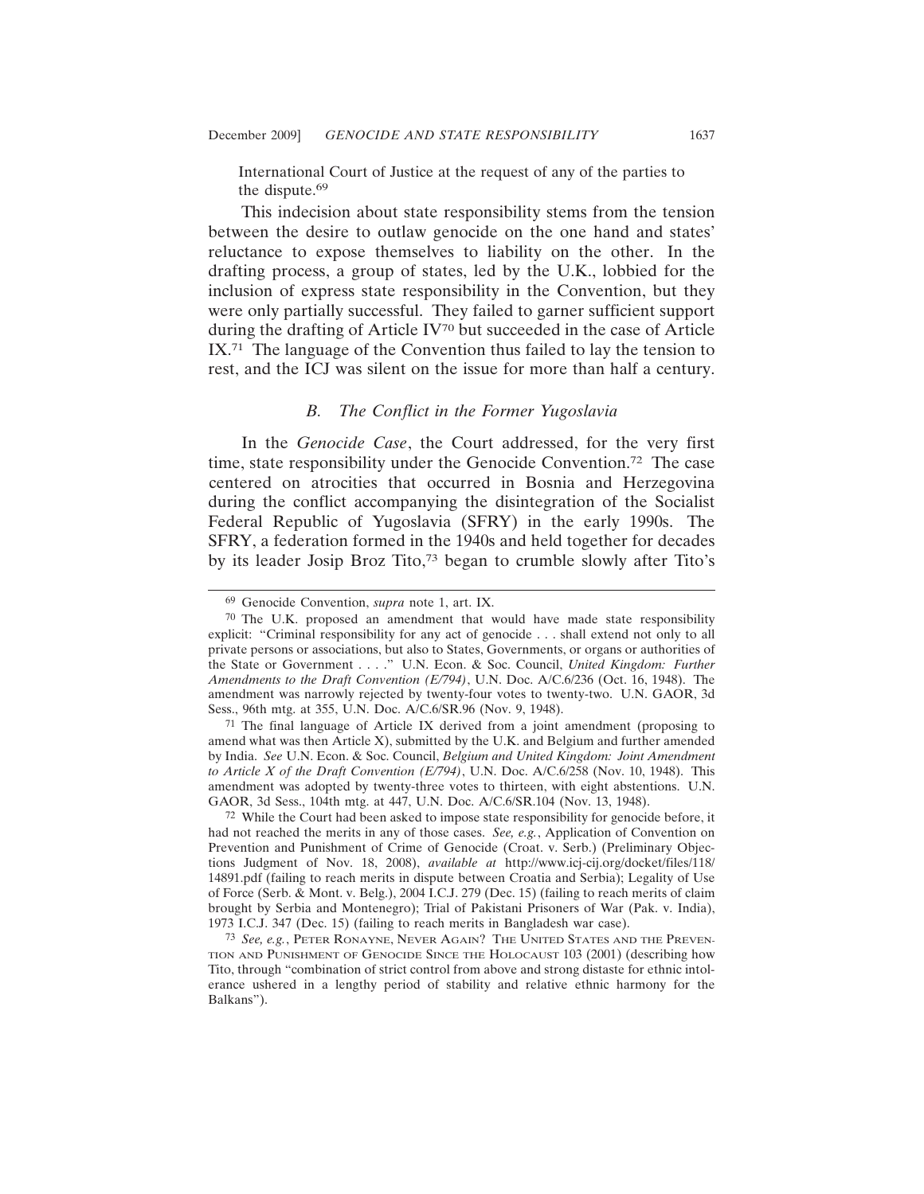International Court of Justice at the request of any of the parties to the dispute.[69]

This indecision about state responsibility stems from the tension between the desire to outlaw genocide on the one hand and states' reluctance to expose themselves to liability on the other. In the drafting process, a group of states, led by the U.K., lobbied for the inclusion of express state responsibility in the Convention, but they were only partially successful. They failed to garner sufficient support during the drafting of Article IV[70] but succeeded in the case of Article IX.[71] The language of the Convention thus failed to lay the tension to rest, and the ICJ was silent on the issue for more than half a century.

### *B. The Conflict in the Former Yugoslavia*

In the *Genocide Case*, the Court addressed, for the very first time, state responsibility under the Genocide Convention.[72] The case centered on atrocities that occurred in Bosnia and Herzegovina during the conflict accompanying the disintegration of the Socialist Federal Republic of Yugoslavia (SFRY) in the early 1990s. The SFRY, a federation formed in the 1940s and held together for decades by its leader Josip Broz Tito,[73] began to crumble slowly after Tito's

---

[69] Genocide Convention, *supra* note 1, art. IX.

[70] The U.K. proposed an amendment that would have made state responsibility explicit: "Criminal responsibility for any act of genocide . . . shall extend not only to all private persons or associations, but also to States, Governments, or organs or authorities of the State or Government . . . ." U.N. Econ. & Soc. Council, *United Kingdom: Further Amendments to the Draft Convention (E/794)*, U.N. Doc. A/C.6/236 (Oct. 16, 1948). The amendment was narrowly rejected by twenty-four votes to twenty-two. U.N. GAOR, 3d Sess., 96th mtg. at 355, U.N. Doc. A/C.6/SR.96 (Nov. 9, 1948).

[71] The final language of Article IX derived from a joint amendment (proposing to amend what was then Article X), submitted by the U.K. and Belgium and further amended by India. *See* U.N. Econ. & Soc. Council, *Belgium and United Kingdom: Joint Amendment to Article X of the Draft Convention (E/794)*, U.N. Doc. A/C.6/258 (Nov. 10, 1948). This amendment was adopted by twenty-three votes to thirteen, with eight abstentions. U.N. GAOR, 3d Sess., 104th mtg. at 447, U.N. Doc. A/C.6/SR.104 (Nov. 13, 1948).

[72] While the Court had been asked to impose state responsibility for genocide before, it had not reached the merits in any of those cases. *See, e.g.*, Application of Convention on Prevention and Punishment of Crime of Genocide (Croat. v. Serb.) (Preliminary Objections Judgment of Nov. 18, 2008), *available at* http://www.icj-cij.org/docket/files/118/14891.pdf (failing to reach merits in dispute between Croatia and Serbia); Legality of Use of Force (Serb. & Mont. v. Belg.), 2004 I.C.J. 279 (Dec. 15) (failing to reach merits of claim brought by Serbia and Montenegro); Trial of Pakistani Prisoners of War (Pak. v. India), 1973 I.C.J. 347 (Dec. 15) (failing to reach merits in Bangladesh war case).

[73] *See, e.g.*, Peter Ronayne, Never Again? The United States and the Prevention and Punishment of Genocide Since the Holocaust 103 (2001) (describing how Tito, through "combination of strict control from above and strong distaste for ethnic intolerance ushered in a lengthy period of stability and relative ethnic harmony for the Balkans").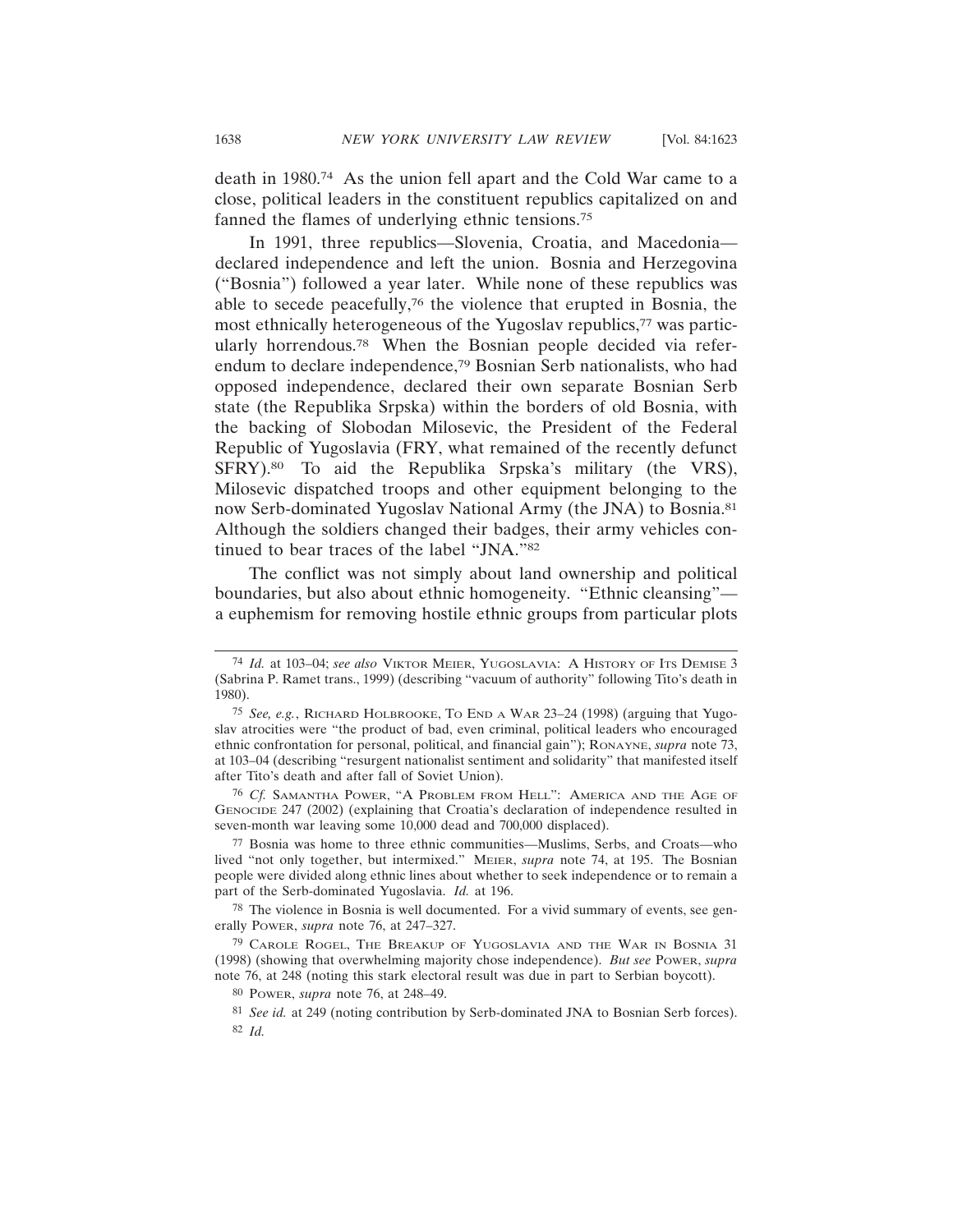death in 1980.[74] As the union fell apart and the Cold War came to a close, political leaders in the constituent republics capitalized on and fanned the flames of underlying ethnic tensions.[75]

In 1991, three republics—Slovenia, Croatia, and Macedonia—declared independence and left the union. Bosnia and Herzegovina ("Bosnia") followed a year later. While none of these republics was able to secede peacefully,[76] the violence that erupted in Bosnia, the most ethnically heterogeneous of the Yugoslav republics,[77] was particularly horrendous.[78] When the Bosnian people decided via referendum to declare independence,[79] Bosnian Serb nationalists, who had opposed independence, declared their own separate Bosnian Serb state (the Republika Srpska) within the borders of old Bosnia, with the backing of Slobodan Milosevic, the President of the Federal Republic of Yugoslavia (FRY, what remained of the recently defunct SFRY).[80] To aid the Republika Srpska's military (the VRS), Milosevic dispatched troops and other equipment belonging to the now Serb-dominated Yugoslav National Army (the JNA) to Bosnia.[81] Although the soldiers changed their badges, their army vehicles continued to bear traces of the label "JNA."[82]

The conflict was not simply about land ownership and political boundaries, but also about ethnic homogeneity. "Ethnic cleansing"—a euphemism for removing hostile ethnic groups from particular plots

---

[74] *Id.* at 103–04; *see also* VIKTOR MEIER, YUGOSLAVIA: A HISTORY OF ITS DEMISE 3 (Sabrina P. Ramet trans., 1999) (describing "vacuum of authority" following Tito's death in 1980).

[75] *See, e.g.*, RICHARD HOLBROOKE, TO END A WAR 23–24 (1998) (arguing that Yugoslav atrocities were "the product of bad, even criminal, political leaders who encouraged ethnic confrontation for personal, political, and financial gain"); RONAYNE, *supra* note 73, at 103–04 (describing "resurgent nationalist sentiment and solidarity" that manifested itself after Tito's death and after fall of Soviet Union).

[76] *Cf.* SAMANTHA POWER, "A PROBLEM FROM HELL": AMERICA AND THE AGE OF GENOCIDE 247 (2002) (explaining that Croatia's declaration of independence resulted in seven-month war leaving some 10,000 dead and 700,000 displaced).

[77] Bosnia was home to three ethnic communities—Muslims, Serbs, and Croats—who lived "not only together, but intermixed." MEIER, *supra* note 74, at 195. The Bosnian people were divided along ethnic lines about whether to seek independence or to remain a part of the Serb-dominated Yugoslavia. *Id.* at 196.

[78] The violence in Bosnia is well documented. For a vivid summary of events, see generally POWER, *supra* note 76, at 247–327.

[79] CAROLE ROGEL, THE BREAKUP OF YUGOSLAVIA AND THE WAR IN BOSNIA 31 (1998) (showing that overwhelming majority chose independence). *But see* POWER, *supra* note 76, at 248 (noting this stark electoral result was due in part to Serbian boycott).

[80] POWER, *supra* note 76, at 248–49.

[81] *See id.* at 249 (noting contribution by Serb-dominated JNA to Bosnian Serb forces).

[82] *Id.*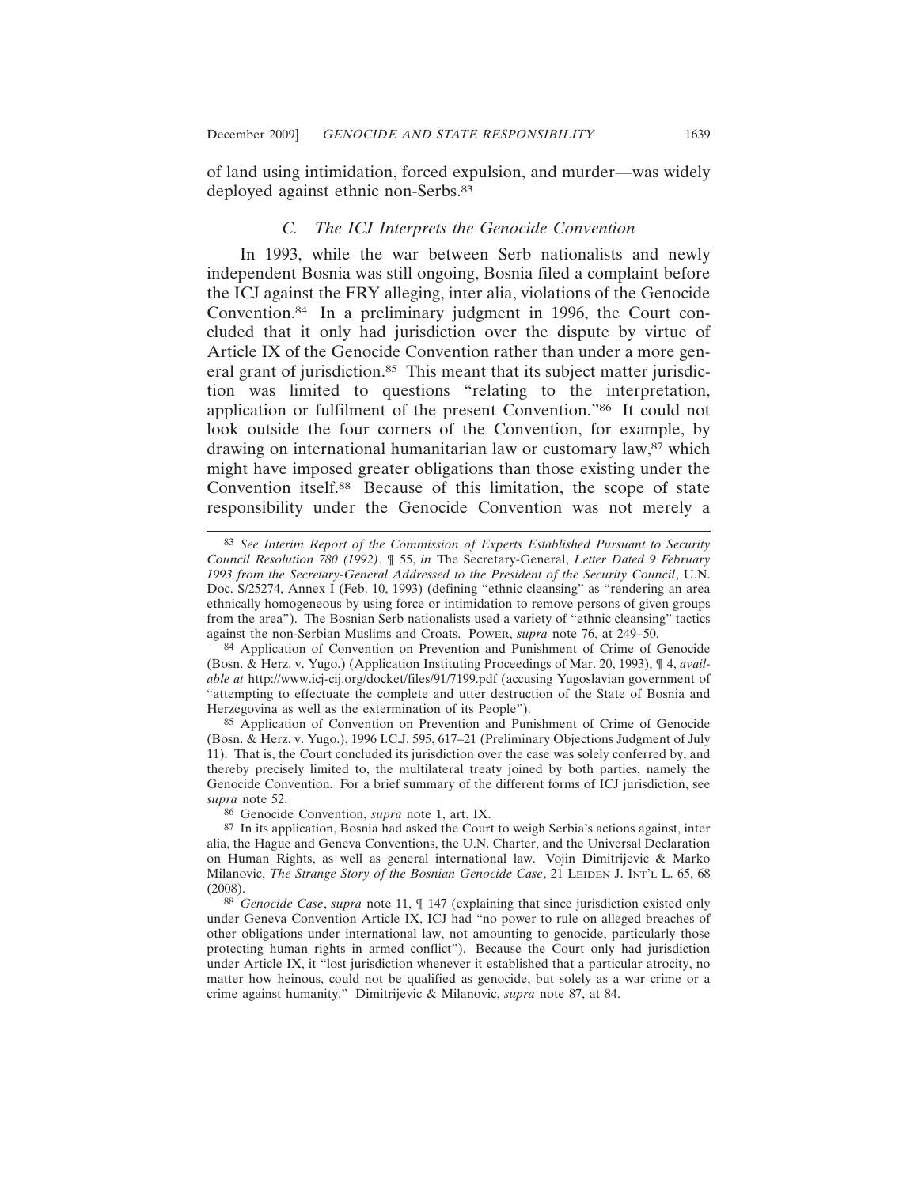of land using intimidation, forced expulsion, and murder—was widely deployed against ethnic non-Serbs.[83]

### *C. The ICJ Interprets the Genocide Convention*

In 1993, while the war between Serb nationalists and newly independent Bosnia was still ongoing, Bosnia filed a complaint before the ICJ against the FRY alleging, inter alia, violations of the Genocide Convention.[84] In a preliminary judgment in 1996, the Court concluded that it only had jurisdiction over the dispute by virtue of Article IX of the Genocide Convention rather than under a more general grant of jurisdiction.[85] This meant that its subject matter jurisdiction was limited to questions "relating to the interpretation, application or fulfilment of the present Convention."[86] It could not look outside the four corners of the Convention, for example, by drawing on international humanitarian law or customary law,[87] which might have imposed greater obligations than those existing under the Convention itself.[88] Because of this limitation, the scope of state responsibility under the Genocide Convention was not merely a

---

[83] *See Interim Report of the Commission of Experts Established Pursuant to Security Council Resolution 780 (1992)*, ¶ 55, *in* The Secretary-General, *Letter Dated 9 February 1993 from the Secretary-General Addressed to the President of the Security Council*, U.N. Doc. S/25274, Annex I (Feb. 10, 1993) (defining "ethnic cleansing" as "rendering an area ethnically homogeneous by using force or intimidation to remove persons of given groups from the area"). The Bosnian Serb nationalists used a variety of "ethnic cleansing" tactics against the non-Serbian Muslims and Croats. POWER, *supra* note 76, at 249–50.

[84] Application of Convention on Prevention and Punishment of Crime of Genocide (Bosn. & Herz. v. Yugo.) (Application Instituting Proceedings of Mar. 20, 1993), ¶ 4, *available at* http://www.icj-cij.org/docket/files/91/7199.pdf (accusing Yugoslavian government of "attempting to effectuate the complete and utter destruction of the State of Bosnia and Herzegovina as well as the extermination of its People").

[85] Application of Convention on Prevention and Punishment of Crime of Genocide (Bosn. & Herz. v. Yugo.), 1996 I.C.J. 595, 617–21 (Preliminary Objections Judgment of July 11). That is, the Court concluded its jurisdiction over the case was solely conferred by, and thereby precisely limited to, the multilateral treaty joined by both parties, namely the Genocide Convention. For a brief summary of the different forms of ICJ jurisdiction, see *supra* note 52.

[86] Genocide Convention, *supra* note 1, art. IX.

[87] In its application, Bosnia had asked the Court to weigh Serbia's actions against, inter alia, the Hague and Geneva Conventions, the U.N. Charter, and the Universal Declaration on Human Rights, as well as general international law. Vojin Dimitrijevic & Marko Milanovic, *The Strange Story of the Bosnian Genocide Case*, 21 LEIDEN J. INT'L L. 65, 68 (2008).

[88] *Genocide Case*, *supra* note 11, ¶ 147 (explaining that since jurisdiction existed only under Geneva Convention Article IX, ICJ had "no power to rule on alleged breaches of other obligations under international law, not amounting to genocide, particularly those protecting human rights in armed conflict"). Because the Court only had jurisdiction under Article IX, it "lost jurisdiction whenever it established that a particular atrocity, no matter how heinous, could not be qualified as genocide, but solely as a war crime or a crime against humanity." Dimitrijevic & Milanovic, *supra* note 87, at 84.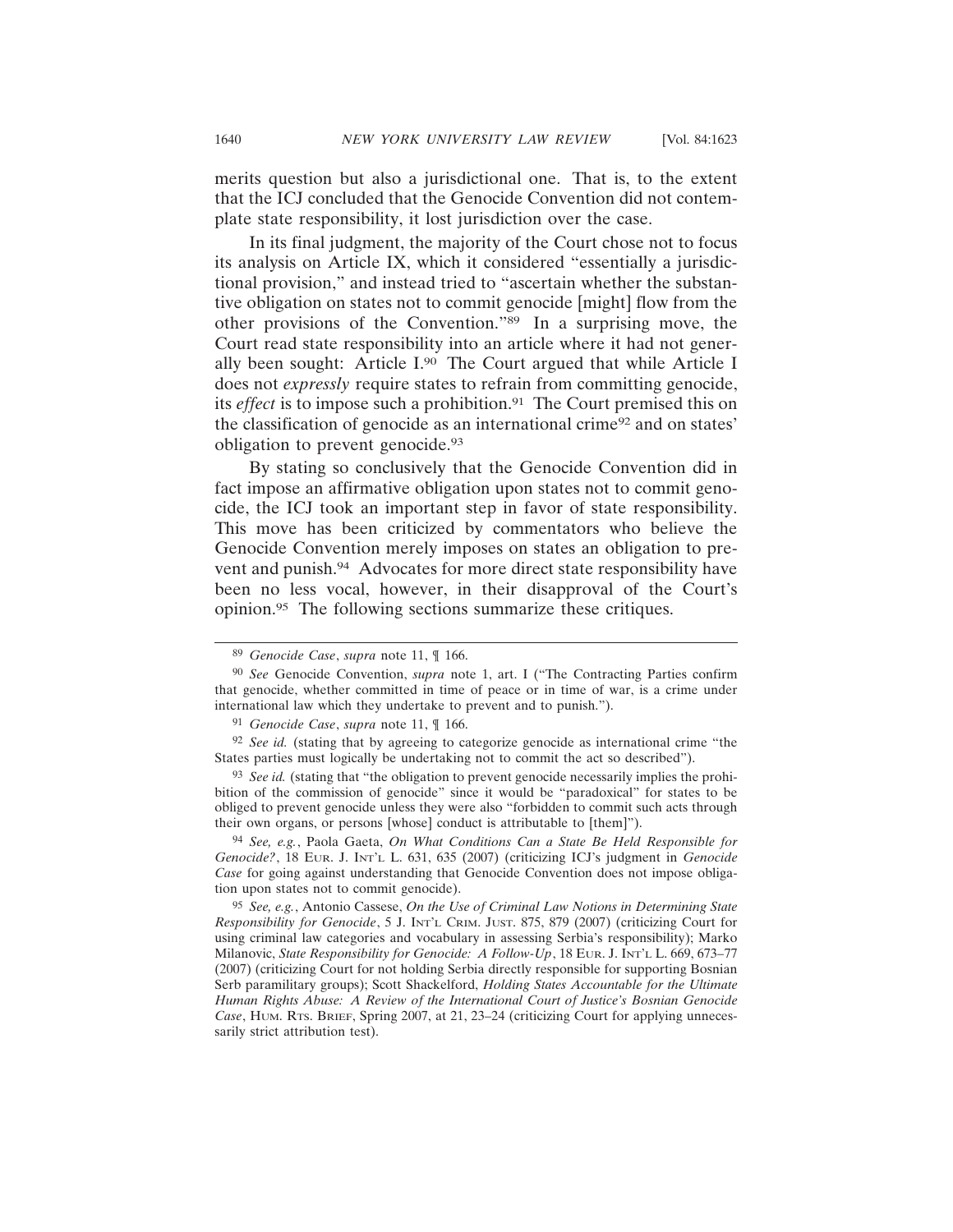merits question but also a jurisdictional one. That is, to the extent that the ICJ concluded that the Genocide Convention did not contemplate state responsibility, it lost jurisdiction over the case.

In its final judgment, the majority of the Court chose not to focus its analysis on Article IX, which it considered "essentially a jurisdictional provision," and instead tried to "ascertain whether the substantive obligation on states not to commit genocide [might] flow from the other provisions of the Convention."[89] In a surprising move, the Court read state responsibility into an article where it had not generally been sought: Article I.[90] The Court argued that while Article I does not *expressly* require states to refrain from committing genocide, its *effect* is to impose such a prohibition.[91] The Court premised this on the classification of genocide as an international crime[92] and on states' obligation to prevent genocide.[93]

By stating so conclusively that the Genocide Convention did in fact impose an affirmative obligation upon states not to commit genocide, the ICJ took an important step in favor of state responsibility. This move has been criticized by commentators who believe the Genocide Convention merely imposes on states an obligation to prevent and punish.[94] Advocates for more direct state responsibility have been no less vocal, however, in their disapproval of the Court's opinion.[95] The following sections summarize these critiques.

---

[89] *Genocide Case*, *supra* note 11, ¶ 166.

[90] *See* Genocide Convention, *supra* note 1, art. I ("The Contracting Parties confirm that genocide, whether committed in time of peace or in time of war, is a crime under international law which they undertake to prevent and to punish.").

[91] *Genocide Case*, *supra* note 11, ¶ 166.

[92] *See id.* (stating that by agreeing to categorize genocide as international crime "the States parties must logically be undertaking not to commit the act so described").

[93] *See id.* (stating that "the obligation to prevent genocide necessarily implies the prohibition of the commission of genocide" since it would be "paradoxical" for states to be obliged to prevent genocide unless they were also "forbidden to commit such acts through their own organs, or persons [whose] conduct is attributable to [them]").

[94] *See, e.g.*, Paola Gaeta, *On What Conditions Can a State Be Held Responsible for Genocide?*, 18 EUR. J. INT'L L. 631, 635 (2007) (criticizing ICJ's judgment in *Genocide Case* for going against understanding that Genocide Convention does not impose obligation upon states not to commit genocide).

[95] *See, e.g.*, Antonio Cassese, *On the Use of Criminal Law Notions in Determining State Responsibility for Genocide*, 5 J. INT'L CRIM. JUST. 875, 879 (2007) (criticizing Court for using criminal law categories and vocabulary in assessing Serbia's responsibility); Marko Milanovic, *State Responsibility for Genocide: A Follow-Up*, 18 EUR. J. INT'L L. 669, 673–77 (2007) (criticizing Court for not holding Serbia directly responsible for supporting Bosnian Serb paramilitary groups); Scott Shackelford, *Holding States Accountable for the Ultimate Human Rights Abuse: A Review of the International Court of Justice's Bosnian Genocide Case*, HUM. RTS. BRIEF, Spring 2007, at 21, 23–24 (criticizing Court for applying unnecessarily strict attribution test).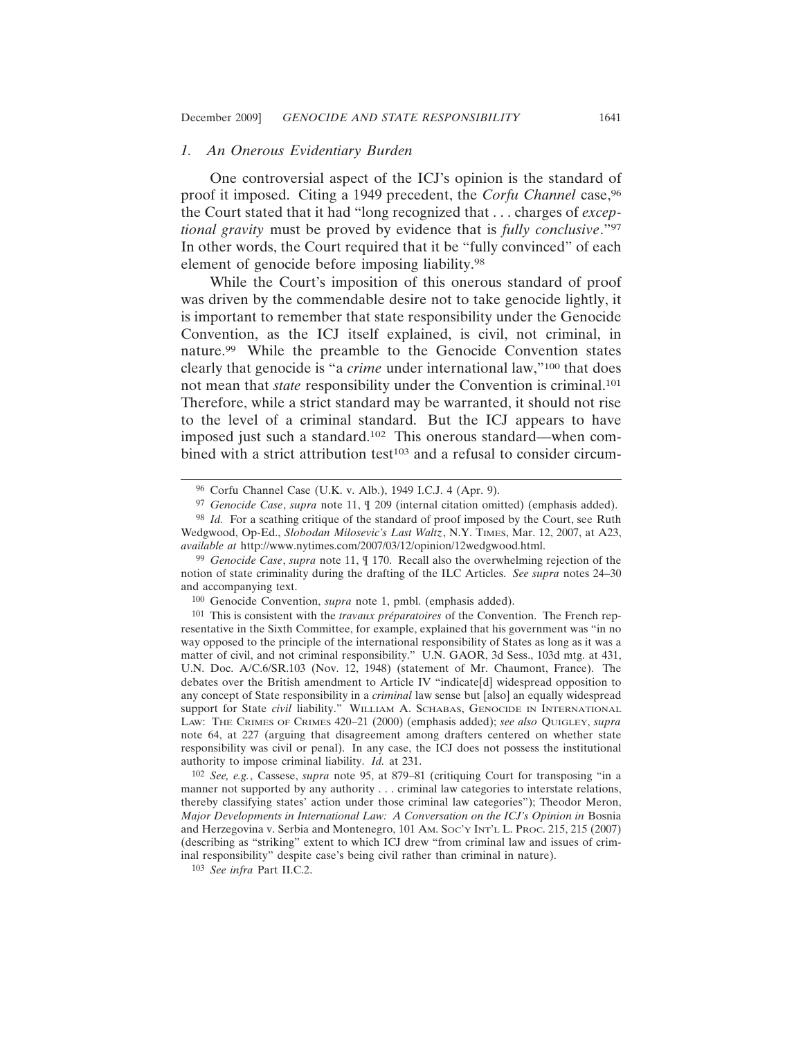### *1. An Onerous Evidentiary Burden*

One controversial aspect of the ICJ's opinion is the standard of proof it imposed. Citing a 1949 precedent, the *Corfu Channel* case,[96] the Court stated that it had "long recognized that . . . charges of *exceptional gravity* must be proved by evidence that is *fully conclusive*."[97] In other words, the Court required that it be "fully convinced" of each element of genocide before imposing liability.[98]

While the Court's imposition of this onerous standard of proof was driven by the commendable desire not to take genocide lightly, it is important to remember that state responsibility under the Genocide Convention, as the ICJ itself explained, is civil, not criminal, in nature.[99] While the preamble to the Genocide Convention states clearly that genocide is "a *crime* under international law,"[100] that does not mean that *state* responsibility under the Convention is criminal.[101] Therefore, while a strict standard may be warranted, it should not rise to the level of a criminal standard. But the ICJ appears to have imposed just such a standard.[102] This onerous standard—when combined with a strict attribution test[103] and a refusal to consider circum-

---

[96] Corfu Channel Case (U.K. v. Alb.), 1949 I.C.J. 4 (Apr. 9).

[97] *Genocide Case*, *supra* note 11, ¶ 209 (internal citation omitted) (emphasis added).

[98] *Id.* For a scathing critique of the standard of proof imposed by the Court, see Ruth Wedgwood, Op-Ed., *Slobodan Milosevic's Last Waltz*, N.Y. TIMES, Mar. 12, 2007, at A23, *available at* http://www.nytimes.com/2007/03/12/opinion/12wedgwood.html.

[99] *Genocide Case*, *supra* note 11, ¶ 170. Recall also the overwhelming rejection of the notion of state criminality during the drafting of the ILC Articles. *See supra* notes 24–30 and accompanying text.

[100] Genocide Convention, *supra* note 1, pmbl. (emphasis added).

[101] This is consistent with the *travaux préparatoires* of the Convention. The French representative in the Sixth Committee, for example, explained that his government was "in no way opposed to the principle of the international responsibility of States as long as it was a matter of civil, and not criminal responsibility." U.N. GAOR, 3d Sess., 103d mtg. at 431, U.N. Doc. A/C.6/SR.103 (Nov. 12, 1948) (statement of Mr. Chaumont, France). The debates over the British amendment to Article IV "indicate[d] widespread opposition to any concept of State responsibility in a *criminal* law sense but [also] an equally widespread support for State *civil* liability." WILLIAM A. SCHABAS, GENOCIDE IN INTERNATIONAL LAW: THE CRIMES OF CRIMES 420–21 (2000) (emphasis added); *see also* QUIGLEY, *supra* note 64, at 227 (arguing that disagreement among drafters centered on whether state responsibility was civil or penal). In any case, the ICJ does not possess the institutional authority to impose criminal liability. *Id.* at 231.

[102] *See, e.g.*, Cassese, *supra* note 95, at 879–81 (critiquing Court for transposing "in a manner not supported by any authority . . . criminal law categories to interstate relations, thereby classifying states' action under those criminal law categories"); Theodor Meron, *Major Developments in International Law: A Conversation on the ICJ's Opinion in* Bosnia and Herzegovina v. Serbia and Montenegro, 101 AM. SOC'Y INT'L L. PROC. 215, 215 (2007) (describing as "striking" extent to which ICJ drew "from criminal law and issues of criminal responsibility" despite case's being civil rather than criminal in nature).

[103] *See infra* Part II.C.2.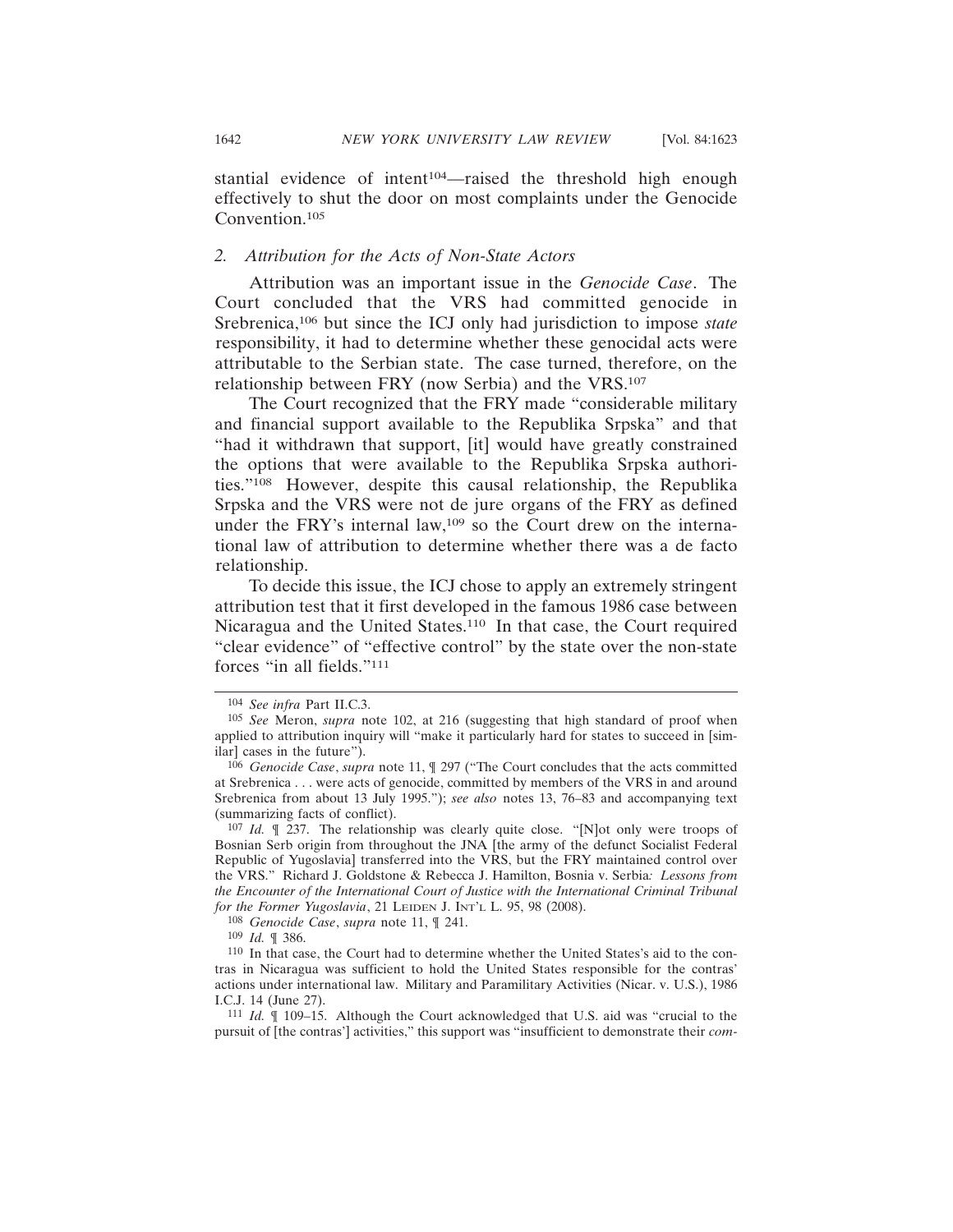stantial evidence of intent[104]—raised the threshold high enough effectively to shut the door on most complaints under the Genocide Convention.[105]

### 2. *Attribution for the Acts of Non-State Actors*

Attribution was an important issue in the *Genocide Case*. The Court concluded that the VRS had committed genocide in Srebrenica,[106] but since the ICJ only had jurisdiction to impose *state* responsibility, it had to determine whether these genocidal acts were attributable to the Serbian state. The case turned, therefore, on the relationship between FRY (now Serbia) and the VRS.[107]

The Court recognized that the FRY made "considerable military and financial support available to the Republika Srpska" and that "had it withdrawn that support, [it] would have greatly constrained the options that were available to the Republika Srpska authorities."[108] However, despite this causal relationship, the Republika Srpska and the VRS were not de jure organs of the FRY as defined under the FRY's internal law,[109] so the Court drew on the international law of attribution to determine whether there was a de facto relationship.

To decide this issue, the ICJ chose to apply an extremely stringent attribution test that it first developed in the famous 1986 case between Nicaragua and the United States.[110] In that case, the Court required "clear evidence" of "effective control" by the state over the non-state forces "in all fields."[111]

---

[104] *See infra* Part II.C.3.

[105] *See* Meron, *supra* note 102, at 216 (suggesting that high standard of proof when applied to attribution inquiry will "make it particularly hard for states to succeed in [similar] cases in the future").

[106] *Genocide Case*, *supra* note 11, ¶ 297 ("The Court concludes that the acts committed at Srebrenica . . . were acts of genocide, committed by members of the VRS in and around Srebrenica from about 13 July 1995."); *see also* notes 13, 76–83 and accompanying text (summarizing facts of conflict).

[107] *Id.* ¶ 237. The relationship was clearly quite close. "[N]ot only were troops of Bosnian Serb origin from throughout the JNA [the army of the defunct Socialist Federal Republic of Yugoslavia] transferred into the VRS, but the FRY maintained control over the VRS." Richard J. Goldstone & Rebecca J. Hamilton, Bosnia v. Serbia*: Lessons from the Encounter of the International Court of Justice with the International Criminal Tribunal for the Former Yugoslavia*, 21 LEIDEN J. INT'L L. 95, 98 (2008).

[108] *Genocide Case*, *supra* note 11, ¶ 241.

[109] *Id.* ¶ 386.

[110] In that case, the Court had to determine whether the United States's aid to the contras in Nicaragua was sufficient to hold the United States responsible for the contras' actions under international law. Military and Paramilitary Activities (Nicar. v. U.S.), 1986 I.C.J. 14 (June 27).

[111] *Id.* ¶ 109–15. Although the Court acknowledged that U.S. aid was "crucial to the pursuit of [the contras'] activities," this support was "insufficient to demonstrate their *com-*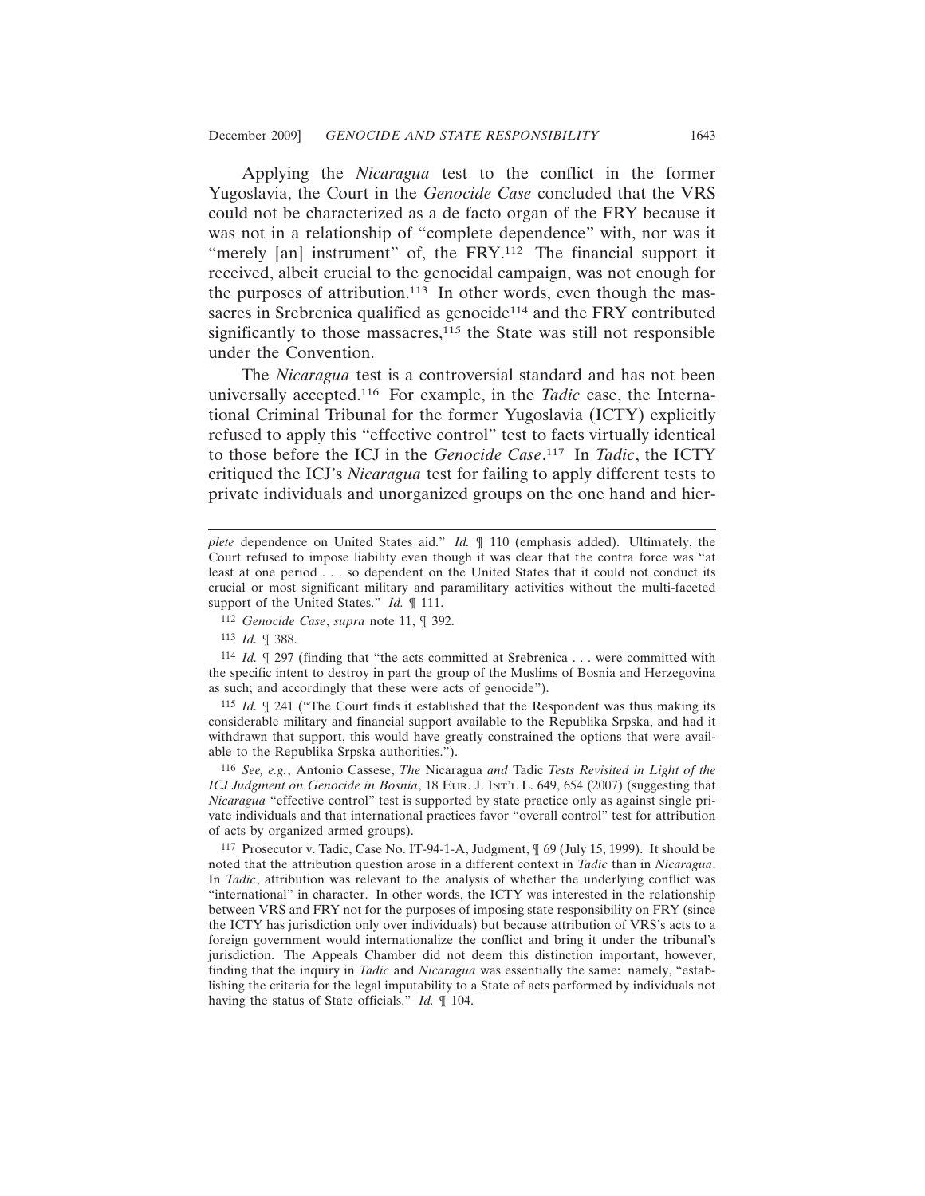Applying the *Nicaragua* test to the conflict in the former Yugoslavia, the Court in the *Genocide Case* concluded that the VRS could not be characterized as a de facto organ of the FRY because it was not in a relationship of "complete dependence" with, nor was it "merely [an] instrument" of, the FRY.[112] The financial support it received, albeit crucial to the genocidal campaign, was not enough for the purposes of attribution.[113] In other words, even though the massacres in Srebrenica qualified as genocide[114] and the FRY contributed significantly to those massacres,[115] the State was still not responsible under the Convention.

The *Nicaragua* test is a controversial standard and has not been universally accepted.[116] For example, in the *Tadic* case, the International Criminal Tribunal for the former Yugoslavia (ICTY) explicitly refused to apply this "effective control" test to facts virtually identical to those before the ICJ in the *Genocide Case*.[117] In *Tadic*, the ICTY critiqued the ICJ's *Nicaragua* test for failing to apply different tests to private individuals and unorganized groups on the one hand and hier-

---

*plete* dependence on United States aid." *Id.* ¶ 110 (emphasis added). Ultimately, the Court refused to impose liability even though it was clear that the contra force was "at least at one period . . . so dependent on the United States that it could not conduct its crucial or most significant military and paramilitary activities without the multi-faceted support of the United States." *Id.* ¶ 111.

[112] *Genocide Case*, *supra* note 11, ¶ 392.

[113] *Id.* ¶ 388.

[114] *Id.* ¶ 297 (finding that "the acts committed at Srebrenica . . . were committed with the specific intent to destroy in part the group of the Muslims of Bosnia and Herzegovina as such; and accordingly that these were acts of genocide").

[115] *Id.* ¶ 241 ("The Court finds it established that the Respondent was thus making its considerable military and financial support available to the Republika Srpska, and had it withdrawn that support, this would have greatly constrained the options that were available to the Republika Srpska authorities.").

[116] *See, e.g.*, Antonio Cassese, *The* Nicaragua *and* Tadic *Tests Revisited in Light of the ICJ Judgment on Genocide in Bosnia*, 18 Eur. J. Int'l L. 649, 654 (2007) (suggesting that *Nicaragua* "effective control" test is supported by state practice only as against single private individuals and that international practices favor "overall control" test for attribution of acts by organized armed groups).

[117] Prosecutor v. Tadic, Case No. IT-94-1-A, Judgment, ¶ 69 (July 15, 1999). It should be noted that the attribution question arose in a different context in *Tadic* than in *Nicaragua*. In *Tadic*, attribution was relevant to the analysis of whether the underlying conflict was "international" in character. In other words, the ICTY was interested in the relationship between VRS and FRY not for the purposes of imposing state responsibility on FRY (since the ICTY has jurisdiction only over individuals) but because attribution of VRS's acts to a foreign government would internationalize the conflict and bring it under the tribunal's jurisdiction. The Appeals Chamber did not deem this distinction important, however, finding that the inquiry in *Tadic* and *Nicaragua* was essentially the same: namely, "establishing the criteria for the legal imputability to a State of acts performed by individuals not having the status of State officials." *Id.* ¶ 104.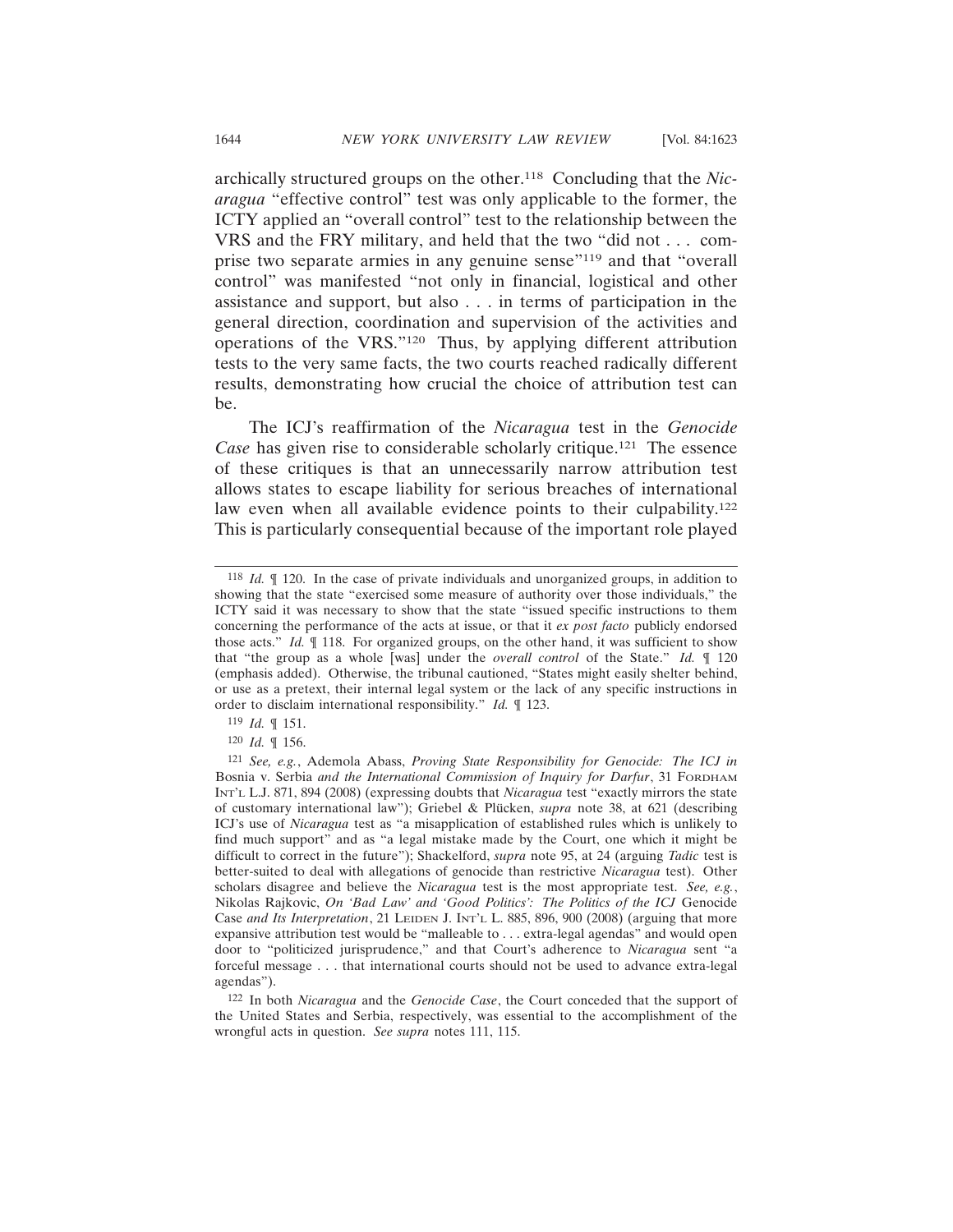archically structured groups on the other.[118] Concluding that the *Nicaragua* "effective control" test was only applicable to the former, the ICTY applied an "overall control" test to the relationship between the VRS and the FRY military, and held that the two "did not . . . comprise two separate armies in any genuine sense"[119] and that "overall control" was manifested "not only in financial, logistical and other assistance and support, but also . . . in terms of participation in the general direction, coordination and supervision of the activities and operations of the VRS."[120] Thus, by applying different attribution tests to the very same facts, the two courts reached radically different results, demonstrating how crucial the choice of attribution test can be.

The ICJ's reaffirmation of the *Nicaragua* test in the *Genocide Case* has given rise to considerable scholarly critique.[121] The essence of these critiques is that an unnecessarily narrow attribution test allows states to escape liability for serious breaches of international law even when all available evidence points to their culpability.[122] This is particularly consequential because of the important role played

---

[118] *Id.* ¶ 120. In the case of private individuals and unorganized groups, in addition to showing that the state "exercised some measure of authority over those individuals," the ICTY said it was necessary to show that the state "issued specific instructions to them concerning the performance of the acts at issue, or that it *ex post facto* publicly endorsed those acts." *Id.* ¶ 118. For organized groups, on the other hand, it was sufficient to show that "the group as a whole [was] under the *overall control* of the State." *Id.* ¶ 120 (emphasis added). Otherwise, the tribunal cautioned, "States might easily shelter behind, or use as a pretext, their internal legal system or the lack of any specific instructions in order to disclaim international responsibility." *Id.* ¶ 123.

[119] *Id.* ¶ 151.

[120] *Id.* ¶ 156.

[121] *See, e.g.*, Ademola Abass, *Proving State Responsibility for Genocide: The ICJ in* Bosnia v. Serbia *and the International Commission of Inquiry for Darfur*, 31 FORDHAM INT'L L.J. 871, 894 (2008) (expressing doubts that *Nicaragua* test "exactly mirrors the state of customary international law"); Griebel & Plücken, *supra* note 38, at 621 (describing ICJ's use of *Nicaragua* test as "a misapplication of established rules which is unlikely to find much support" and as "a legal mistake made by the Court, one which it might be difficult to correct in the future"); Shackelford, *supra* note 95, at 24 (arguing *Tadic* test is better-suited to deal with allegations of genocide than restrictive *Nicaragua* test). Other scholars disagree and believe the *Nicaragua* test is the most appropriate test. *See, e.g.*, Nikolas Rajkovic, *On 'Bad Law' and 'Good Politics': The Politics of the ICJ* Genocide Case *and Its Interpretation*, 21 LEIDEN J. INT'L L. 885, 896, 900 (2008) (arguing that more expansive attribution test would be "malleable to . . . extra-legal agendas" and would open door to "politicized jurisprudence," and that Court's adherence to *Nicaragua* sent "a forceful message . . . that international courts should not be used to advance extra-legal agendas").

[122] In both *Nicaragua* and the *Genocide Case*, the Court conceded that the support of the United States and Serbia, respectively, was essential to the accomplishment of the wrongful acts in question. *See supra* notes 111, 115.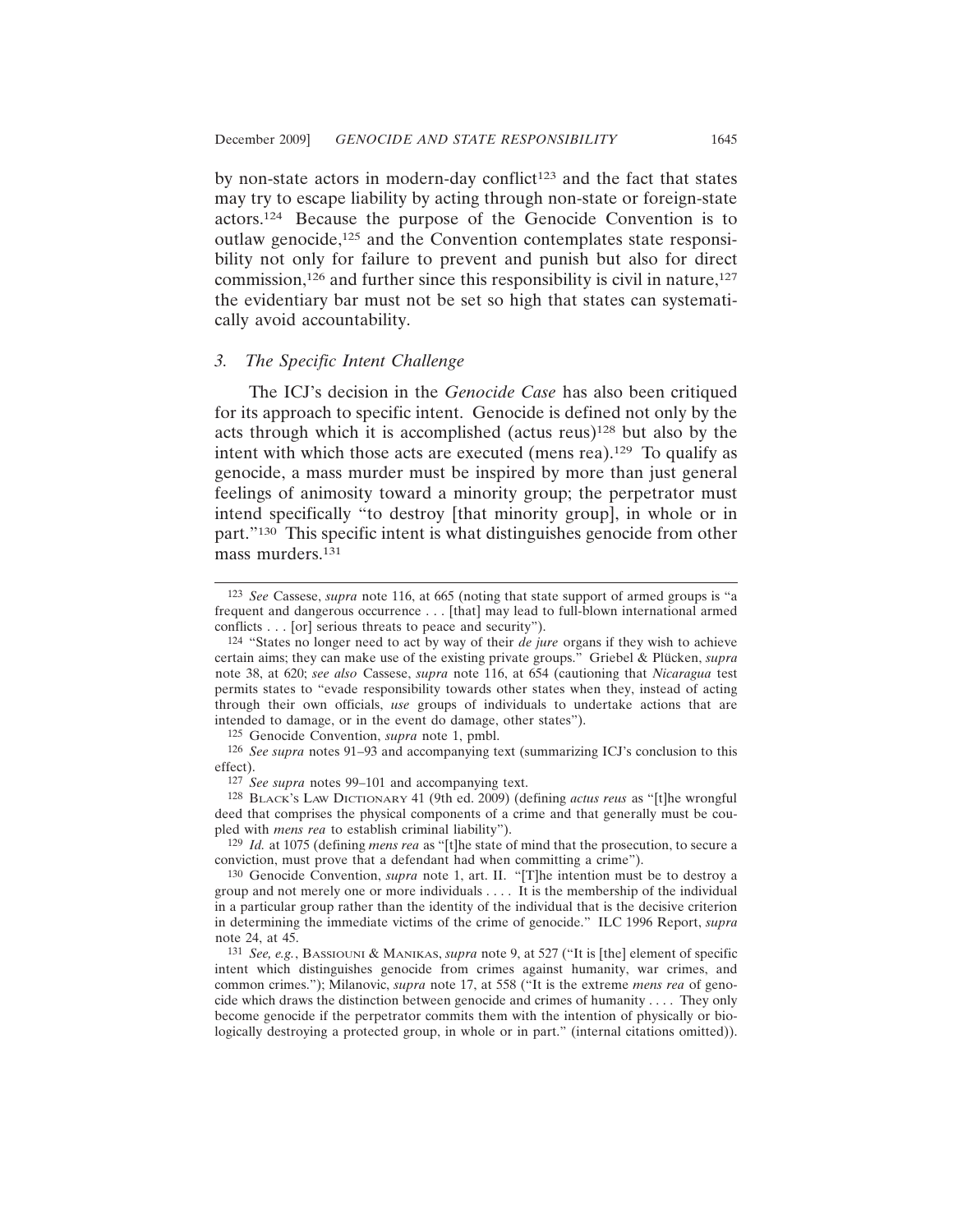by non-state actors in modern-day conflict[123] and the fact that states may try to escape liability by acting through non-state or foreign-state actors.[124] Because the purpose of the Genocide Convention is to outlaw genocide,[125] and the Convention contemplates state responsibility not only for failure to prevent and punish but also for direct commission,[126] and further since this responsibility is civil in nature,[127] the evidentiary bar must not be set so high that states can systematically avoid accountability.

### *3. The Specific Intent Challenge*

The ICJ's decision in the *Genocide Case* has also been critiqued for its approach to specific intent. Genocide is defined not only by the acts through which it is accomplished (actus reus)[128] but also by the intent with which those acts are executed (mens rea).[129] To qualify as genocide, a mass murder must be inspired by more than just general feelings of animosity toward a minority group; the perpetrator must intend specifically "to destroy [that minority group], in whole or in part."[130] This specific intent is what distinguishes genocide from other mass murders.[131]

---

[123] *See* Cassese, *supra* note 116, at 665 (noting that state support of armed groups is "a frequent and dangerous occurrence . . . [that] may lead to full-blown international armed conflicts . . . [or] serious threats to peace and security").

[124] "States no longer need to act by way of their *de jure* organs if they wish to achieve certain aims; they can make use of the existing private groups." Griebel & Plücken, *supra* note 38, at 620; *see also* Cassese, *supra* note 116, at 654 (cautioning that *Nicaragua* test permits states to "evade responsibility towards other states when they, instead of acting through their own officials, *use* groups of individuals to undertake actions that are intended to damage, or in the event do damage, other states").

[125] Genocide Convention, *supra* note 1, pmbl.

[126] *See supra* notes 91–93 and accompanying text (summarizing ICJ's conclusion to this effect).

[127] *See supra* notes 99–101 and accompanying text.

[128] BLACK'S LAW DICTIONARY 41 (9th ed. 2009) (defining *actus reus* as "[t]he wrongful deed that comprises the physical components of a crime and that generally must be coupled with *mens rea* to establish criminal liability").

[129] *Id.* at 1075 (defining *mens rea* as "[t]he state of mind that the prosecution, to secure a conviction, must prove that a defendant had when committing a crime").

[130] Genocide Convention, *supra* note 1, art. II. "[T]he intention must be to destroy a group and not merely one or more individuals . . . . It is the membership of the individual in a particular group rather than the identity of the individual that is the decisive criterion in determining the immediate victims of the crime of genocide." ILC 1996 Report, *supra* note 24, at 45.

[131] *See, e.g.*, BASSIOUNI & MANIKAS, *supra* note 9, at 527 ("It is [the] element of specific intent which distinguishes genocide from crimes against humanity, war crimes, and common crimes."); Milanovic, *supra* note 17, at 558 ("It is the extreme *mens rea* of genocide which draws the distinction between genocide and crimes of humanity . . . . They only become genocide if the perpetrator commits them with the intention of physically or biologically destroying a protected group, in whole or in part." (internal citations omitted)).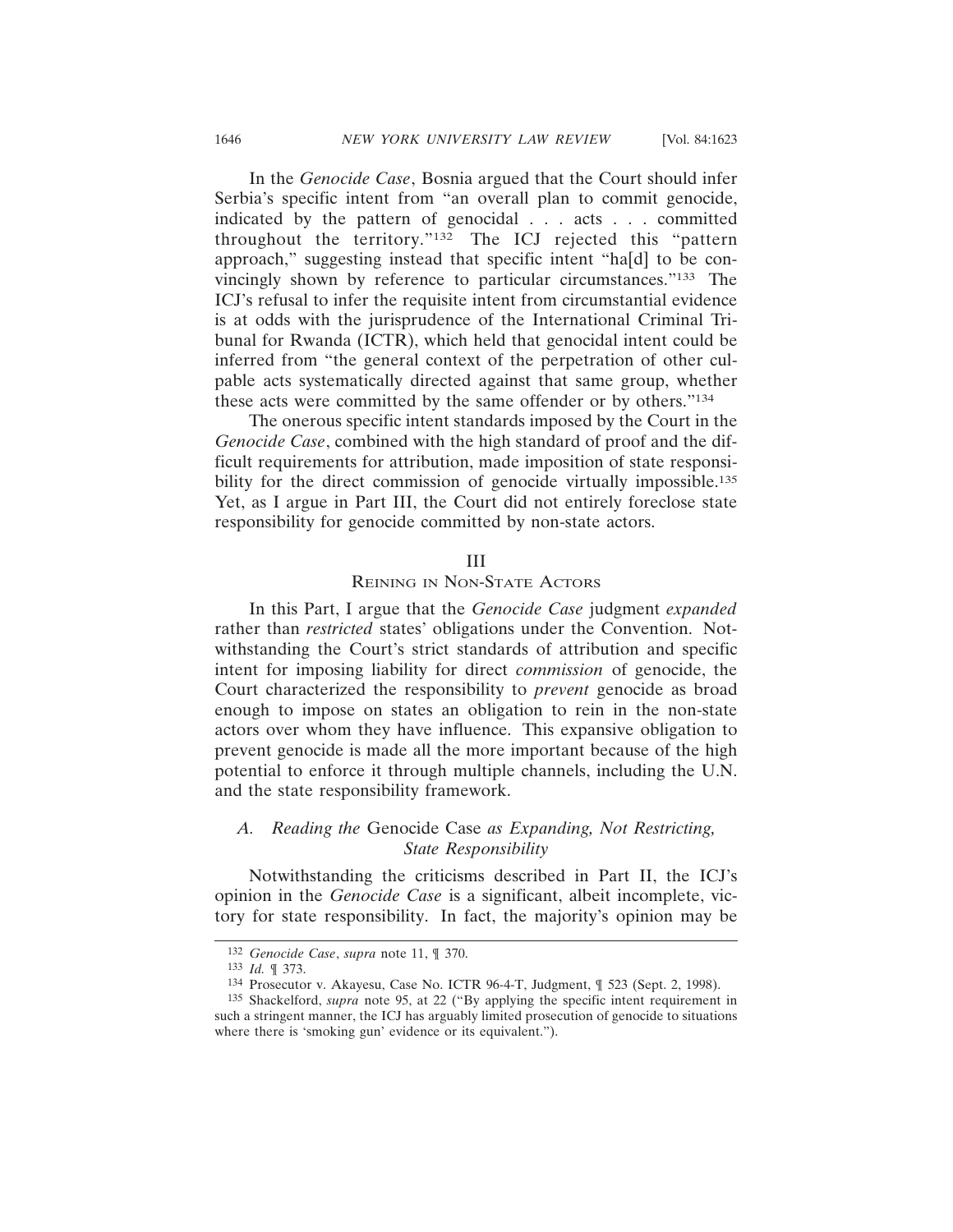In the *Genocide Case*, Bosnia argued that the Court should infer Serbia's specific intent from "an overall plan to commit genocide, indicated by the pattern of genocidal . . . acts . . . committed throughout the territory."[132] The ICJ rejected this "pattern approach," suggesting instead that specific intent "ha[d] to be convincingly shown by reference to particular circumstances."[133] The ICJ's refusal to infer the requisite intent from circumstantial evidence is at odds with the jurisprudence of the International Criminal Tribunal for Rwanda (ICTR), which held that genocidal intent could be inferred from "the general context of the perpetration of other culpable acts systematically directed against that same group, whether these acts were committed by the same offender or by others."[134]

The onerous specific intent standards imposed by the Court in the *Genocide Case*, combined with the high standard of proof and the difficult requirements for attribution, made imposition of state responsibility for the direct commission of genocide virtually impossible.[135] Yet, as I argue in Part III, the Court did not entirely foreclose state responsibility for genocide committed by non-state actors.

## III
## Reining in Non-State Actors

In this Part, I argue that the *Genocide Case* judgment *expanded* rather than *restricted* states' obligations under the Convention. Notwithstanding the Court's strict standards of attribution and specific intent for imposing liability for direct *commission* of genocide, the Court characterized the responsibility to *prevent* genocide as broad enough to impose on states an obligation to rein in the non-state actors over whom they have influence. This expansive obligation to prevent genocide is made all the more important because of the high potential to enforce it through multiple channels, including the U.N. and the state responsibility framework.

### A. *Reading the* Genocide Case *as Expanding, Not Restricting, State Responsibility*

Notwithstanding the criticisms described in Part II, the ICJ's opinion in the *Genocide Case* is a significant, albeit incomplete, victory for state responsibility. In fact, the majority's opinion may be

---

[132] *Genocide Case*, *supra* note 11, ¶ 370.

[133] *Id.* ¶ 373.

[134] Prosecutor v. Akayesu, Case No. ICTR 96-4-T, Judgment, ¶ 523 (Sept. 2, 1998).

[135] Shackelford, *supra* note 95, at 22 ("By applying the specific intent requirement in such a stringent manner, the ICJ has arguably limited prosecution of genocide to situations where there is 'smoking gun' evidence or its equivalent.").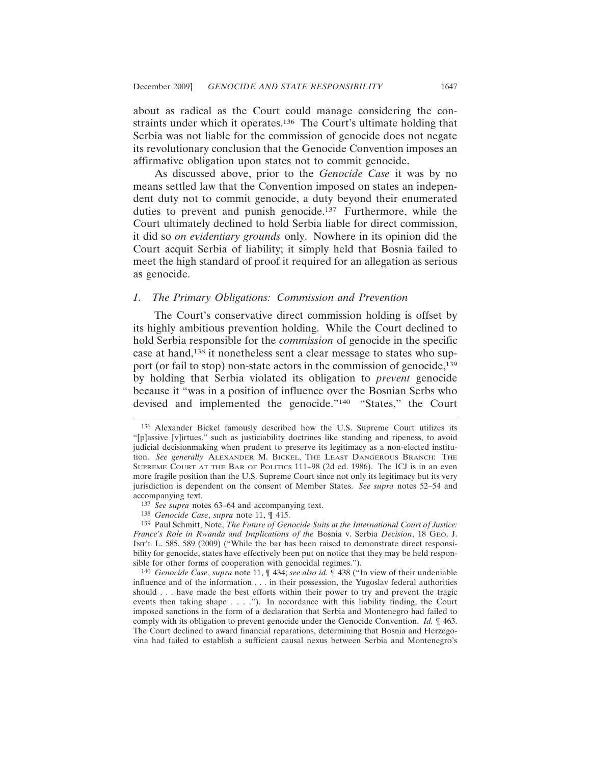about as radical as the Court could manage considering the constraints under which it operates.[136] The Court's ultimate holding that Serbia was not liable for the commission of genocide does not negate its revolutionary conclusion that the Genocide Convention imposes an affirmative obligation upon states not to commit genocide.

As discussed above, prior to the *Genocide Case* it was by no means settled law that the Convention imposed on states an independent duty not to commit genocide, a duty beyond their enumerated duties to prevent and punish genocide.[137] Furthermore, while the Court ultimately declined to hold Serbia liable for direct commission, it did so *on evidentiary grounds* only. Nowhere in its opinion did the Court acquit Serbia of liability; it simply held that Bosnia failed to meet the high standard of proof it required for an allegation as serious as genocide.

### *1. The Primary Obligations: Commission and Prevention*

The Court's conservative direct commission holding is offset by its highly ambitious prevention holding. While the Court declined to hold Serbia responsible for the *commission* of genocide in the specific case at hand,[138] it nonetheless sent a clear message to states who support (or fail to stop) non-state actors in the commission of genocide,[139] by holding that Serbia violated its obligation to *prevent* genocide because it "was in a position of influence over the Bosnian Serbs who devised and implemented the genocide."[140] "States," the Court

---

[136] Alexander Bickel famously described how the U.S. Supreme Court utilizes its "[p]assive [v]irtues," such as justiciability doctrines like standing and ripeness, to avoid judicial decisionmaking when prudent to preserve its legitimacy as a non-elected institution. *See generally* ALEXANDER M. BICKEL, THE LEAST DANGEROUS BRANCH: THE SUPREME COURT AT THE BAR OF POLITICS 111–98 (2d ed. 1986). The ICJ is in an even more fragile position than the U.S. Supreme Court since not only its legitimacy but its very jurisdiction is dependent on the consent of Member States. *See supra* notes 52–54 and accompanying text.

[137] *See supra* notes 63–64 and accompanying text.

[138] *Genocide Case*, *supra* note 11, ¶ 415.

[139] Paul Schmitt, Note, *The Future of Genocide Suits at the International Court of Justice: France's Role in Rwanda and Implications of the* Bosnia v. Serbia *Decision*, 18 GEO. J. INT'L L. 585, 589 (2009) ("While the bar has been raised to demonstrate direct responsibility for genocide, states have effectively been put on notice that they may be held responsible for other forms of cooperation with genocidal regimes.").

[140] *Genocide Case*, *supra* note 11, ¶ 434; *see also id.* ¶ 438 ("In view of their undeniable influence and of the information . . . in their possession, the Yugoslav federal authorities should . . . have made the best efforts within their power to try and prevent the tragic events then taking shape . . . ."). In accordance with this liability finding, the Court imposed sanctions in the form of a declaration that Serbia and Montenegro had failed to comply with its obligation to prevent genocide under the Genocide Convention. *Id.* ¶ 463. The Court declined to award financial reparations, determining that Bosnia and Herzegovina had failed to establish a sufficient causal nexus between Serbia and Montenegro's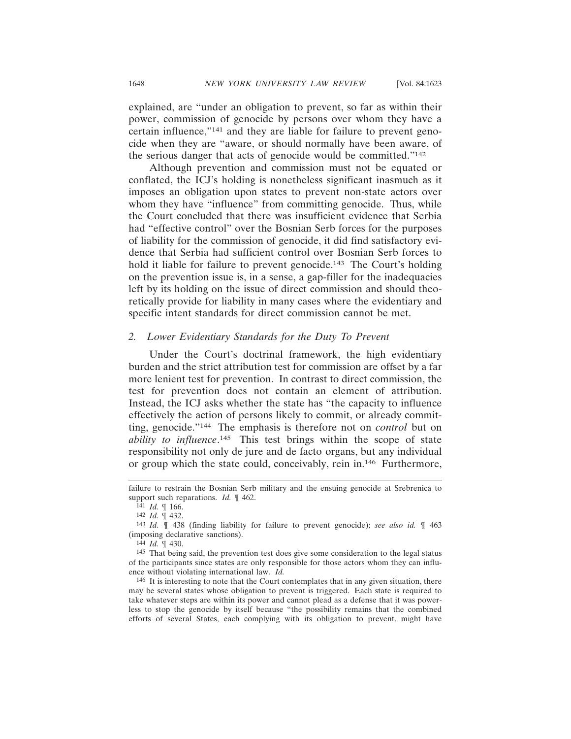explained, are "under an obligation to prevent, so far as within their power, commission of genocide by persons over whom they have a certain influence,"[141] and they are liable for failure to prevent genocide when they are "aware, or should normally have been aware, of the serious danger that acts of genocide would be committed."[142]

Although prevention and commission must not be equated or conflated, the ICJ's holding is nonetheless significant inasmuch as it imposes an obligation upon states to prevent non-state actors over whom they have "influence" from committing genocide. Thus, while the Court concluded that there was insufficient evidence that Serbia had "effective control" over the Bosnian Serb forces for the purposes of liability for the commission of genocide, it did find satisfactory evidence that Serbia had sufficient control over Bosnian Serb forces to hold it liable for failure to prevent genocide.[143] The Court's holding on the prevention issue is, in a sense, a gap-filler for the inadequacies left by its holding on the issue of direct commission and should theoretically provide for liability in many cases where the evidentiary and specific intent standards for direct commission cannot be met.

### 2. *Lower Evidentiary Standards for the Duty To Prevent*

Under the Court's doctrinal framework, the high evidentiary burden and the strict attribution test for commission are offset by a far more lenient test for prevention. In contrast to direct commission, the test for prevention does not contain an element of attribution. Instead, the ICJ asks whether the state has "the capacity to influence effectively the action of persons likely to commit, or already committing, genocide."[144] The emphasis is therefore not on *control* but on *ability to influence*.[145] This test brings within the scope of state responsibility not only de jure and de facto organs, but any individual or group which the state could, conceivably, rein in.[146] Furthermore,

---

failure to restrain the Bosnian Serb military and the ensuing genocide at Srebrenica to support such reparations. *Id.* ¶ 462.

[141] *Id.* ¶ 166.

[142] *Id.* ¶ 432.

[143] *Id.* ¶ 438 (finding liability for failure to prevent genocide); *see also id.* ¶ 463 (imposing declarative sanctions).

[144] *Id.* ¶ 430.

[145] That being said, the prevention test does give some consideration to the legal status of the participants since states are only responsible for those actors whom they can influence without violating international law. *Id.*

[146] It is interesting to note that the Court contemplates that in any given situation, there may be several states whose obligation to prevent is triggered. Each state is required to take whatever steps are within its power and cannot plead as a defense that it was powerless to stop the genocide by itself because "the possibility remains that the combined efforts of several States, each complying with its obligation to prevent, might have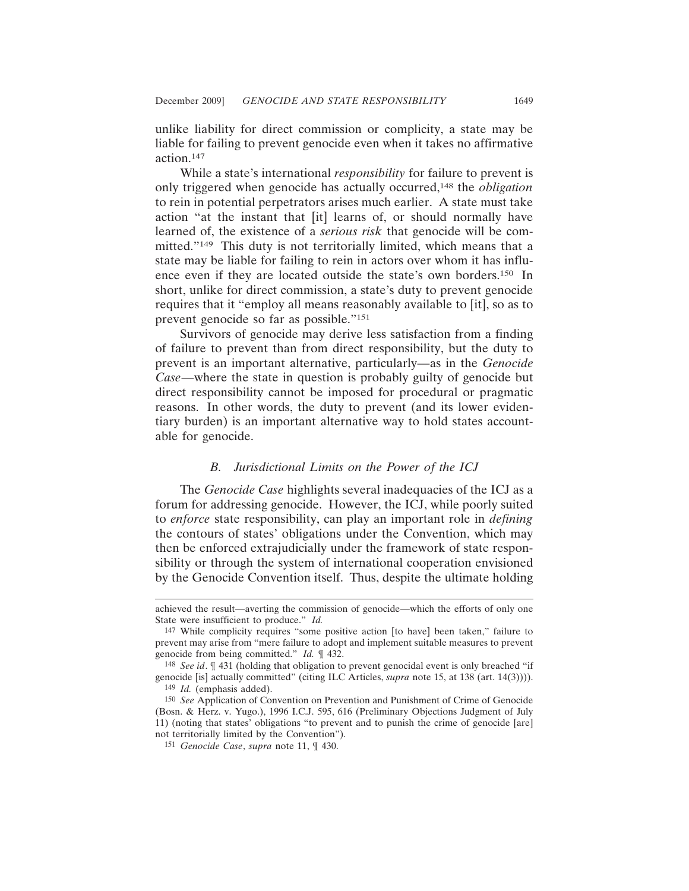unlike liability for direct commission or complicity, a state may be liable for failing to prevent genocide even when it takes no affirmative action.[147]

While a state's international *responsibility* for failure to prevent is only triggered when genocide has actually occurred,[148] the *obligation* to rein in potential perpetrators arises much earlier. A state must take action "at the instant that [it] learns of, or should normally have learned of, the existence of a *serious risk* that genocide will be committed."[149] This duty is not territorially limited, which means that a state may be liable for failing to rein in actors over whom it has influence even if they are located outside the state's own borders.[150] In short, unlike for direct commission, a state's duty to prevent genocide requires that it "employ all means reasonably available to [it], so as to prevent genocide so far as possible."[151]

Survivors of genocide may derive less satisfaction from a finding of failure to prevent than from direct responsibility, but the duty to prevent is an important alternative, particularly—as in the *Genocide Case*—where the state in question is probably guilty of genocide but direct responsibility cannot be imposed for procedural or pragmatic reasons. In other words, the duty to prevent (and its lower evidentiary burden) is an important alternative way to hold states accountable for genocide.

### *B. Jurisdictional Limits on the Power of the ICJ*

The *Genocide Case* highlights several inadequacies of the ICJ as a forum for addressing genocide. However, the ICJ, while poorly suited to *enforce* state responsibility, can play an important role in *defining* the contours of states' obligations under the Convention, which may then be enforced extrajudicially under the framework of state responsibility or through the system of international cooperation envisioned by the Genocide Convention itself. Thus, despite the ultimate holding

---

achieved the result—averting the commission of genocide—which the efforts of only one State were insufficient to produce." *Id.*

[147] While complicity requires "some positive action [to have] been taken," failure to prevent may arise from "mere failure to adopt and implement suitable measures to prevent genocide from being committed." *Id.* ¶ 432.

[148] *See id*. ¶ 431 (holding that obligation to prevent genocidal event is only breached "if genocide [is] actually committed" (citing ILC Articles, *supra* note 15, at 138 (art. 14(3)))).

[149] *Id.* (emphasis added).

[150] *See* Application of Convention on Prevention and Punishment of Crime of Genocide (Bosn. & Herz. v. Yugo.), 1996 I.C.J. 595, 616 (Preliminary Objections Judgment of July 11) (noting that states' obligations "to prevent and to punish the crime of genocide [are] not territorially limited by the Convention").

[151] *Genocide Case*, *supra* note 11, ¶ 430.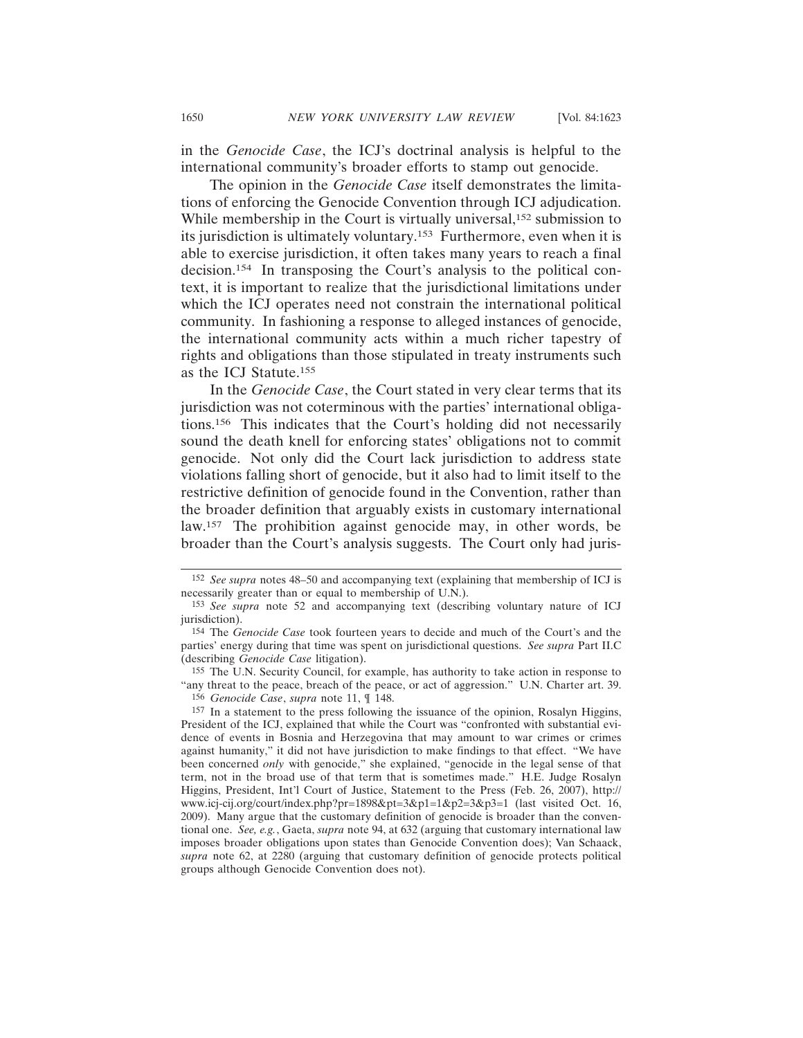in the *Genocide Case*, the ICJ's doctrinal analysis is helpful to the international community's broader efforts to stamp out genocide.

The opinion in the *Genocide Case* itself demonstrates the limitations of enforcing the Genocide Convention through ICJ adjudication. While membership in the Court is virtually universal,[152] submission to its jurisdiction is ultimately voluntary.[153] Furthermore, even when it is able to exercise jurisdiction, it often takes many years to reach a final decision.[154] In transposing the Court's analysis to the political context, it is important to realize that the jurisdictional limitations under which the ICJ operates need not constrain the international political community. In fashioning a response to alleged instances of genocide, the international community acts within a much richer tapestry of rights and obligations than those stipulated in treaty instruments such as the ICJ Statute.[155]

In the *Genocide Case*, the Court stated in very clear terms that its jurisdiction was not coterminous with the parties' international obligations.[156] This indicates that the Court's holding did not necessarily sound the death knell for enforcing states' obligations not to commit genocide. Not only did the Court lack jurisdiction to address state violations falling short of genocide, but it also had to limit itself to the restrictive definition of genocide found in the Convention, rather than the broader definition that arguably exists in customary international law.[157] The prohibition against genocide may, in other words, be broader than the Court's analysis suggests. The Court only had juris-

---

[152] *See supra* notes 48–50 and accompanying text (explaining that membership of ICJ is necessarily greater than or equal to membership of U.N.).

[153] *See supra* note 52 and accompanying text (describing voluntary nature of ICJ jurisdiction).

[154] The *Genocide Case* took fourteen years to decide and much of the Court's and the parties' energy during that time was spent on jurisdictional questions. *See supra* Part II.C (describing *Genocide Case* litigation).

[155] The U.N. Security Council, for example, has authority to take action in response to "any threat to the peace, breach of the peace, or act of aggression." U.N. Charter art. 39.

[156] *Genocide Case*, *supra* note 11, ¶ 148.

[157] In a statement to the press following the issuance of the opinion, Rosalyn Higgins, President of the ICJ, explained that while the Court was "confronted with substantial evidence of events in Bosnia and Herzegovina that may amount to war crimes or crimes against humanity," it did not have jurisdiction to make findings to that effect. "We have been concerned *only* with genocide," she explained, "genocide in the legal sense of that term, not in the broad use of that term that is sometimes made." H.E. Judge Rosalyn Higgins, President, Int'l Court of Justice, Statement to the Press (Feb. 26, 2007), http://www.icj-cij.org/court/index.php?pr=1898&pt=3&p1=1&p2=3&p3=1 (last visited Oct. 16, 2009). Many argue that the customary definition of genocide is broader than the conventional one. *See, e.g.*, Gaeta, *supra* note 94, at 632 (arguing that customary international law imposes broader obligations upon states than Genocide Convention does); Van Schaack, *supra* note 62, at 2280 (arguing that customary definition of genocide protects political groups although Genocide Convention does not).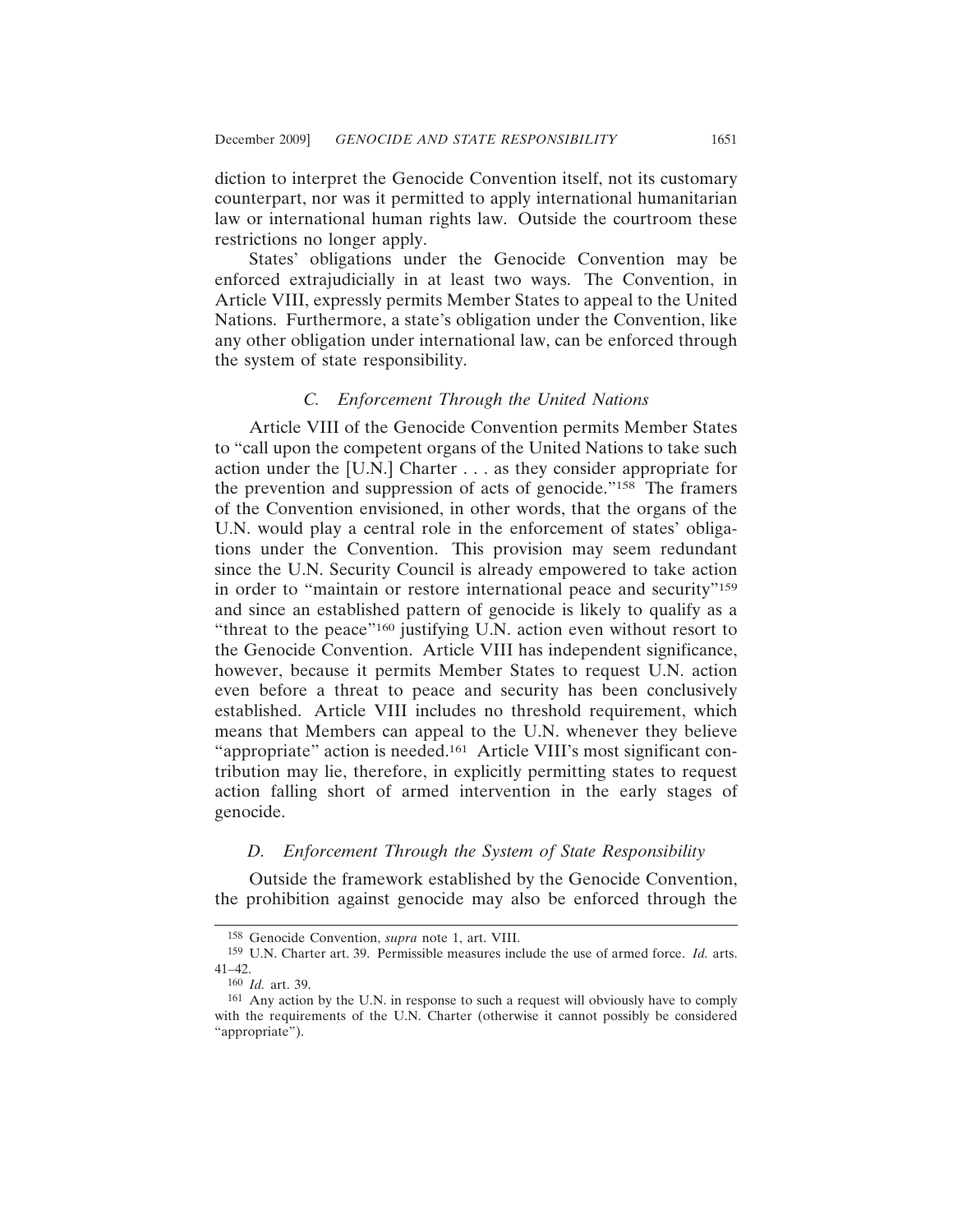diction to interpret the Genocide Convention itself, not its customary counterpart, nor was it permitted to apply international humanitarian law or international human rights law. Outside the courtroom these restrictions no longer apply.

States' obligations under the Genocide Convention may be enforced extrajudicially in at least two ways. The Convention, in Article VIII, expressly permits Member States to appeal to the United Nations. Furthermore, a state's obligation under the Convention, like any other obligation under international law, can be enforced through the system of state responsibility.

### *C. Enforcement Through the United Nations*

Article VIII of the Genocide Convention permits Member States to "call upon the competent organs of the United Nations to take such action under the [U.N.] Charter . . . as they consider appropriate for the prevention and suppression of acts of genocide."[158] The framers of the Convention envisioned, in other words, that the organs of the U.N. would play a central role in the enforcement of states' obligations under the Convention. This provision may seem redundant since the U.N. Security Council is already empowered to take action in order to "maintain or restore international peace and security"[159] and since an established pattern of genocide is likely to qualify as a "threat to the peace"[160] justifying U.N. action even without resort to the Genocide Convention. Article VIII has independent significance, however, because it permits Member States to request U.N. action even before a threat to peace and security has been conclusively established. Article VIII includes no threshold requirement, which means that Members can appeal to the U.N. whenever they believe "appropriate" action is needed.[161] Article VIII's most significant contribution may lie, therefore, in explicitly permitting states to request action falling short of armed intervention in the early stages of genocide.

### *D. Enforcement Through the System of State Responsibility*

Outside the framework established by the Genocide Convention, the prohibition against genocide may also be enforced through the

---

[158] Genocide Convention, *supra* note 1, art. VIII.

[159] U.N. Charter art. 39. Permissible measures include the use of armed force. *Id.* arts. 41–42.

[160] *Id.* art. 39.

[161] Any action by the U.N. in response to such a request will obviously have to comply with the requirements of the U.N. Charter (otherwise it cannot possibly be considered "appropriate").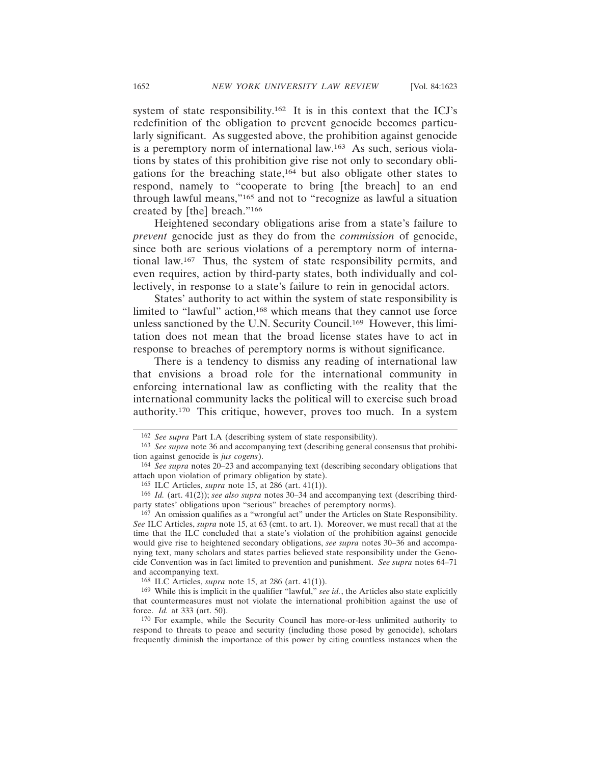system of state responsibility.[162] It is in this context that the ICJ's redefinition of the obligation to prevent genocide becomes particularly significant. As suggested above, the prohibition against genocide is a peremptory norm of international law.[163] As such, serious violations by states of this prohibition give rise not only to secondary obligations for the breaching state,[164] but also obligate other states to respond, namely to "cooperate to bring [the breach] to an end through lawful means,"[165] and not to "recognize as lawful a situation created by [the] breach."[166]

Heightened secondary obligations arise from a state's failure to *prevent* genocide just as they do from the *commission* of genocide, since both are serious violations of a peremptory norm of international law.[167] Thus, the system of state responsibility permits, and even requires, action by third-party states, both individually and collectively, in response to a state's failure to rein in genocidal actors.

States' authority to act within the system of state responsibility is limited to "lawful" action,[168] which means that they cannot use force unless sanctioned by the U.N. Security Council.[169] However, this limitation does not mean that the broad license states have to act in response to breaches of peremptory norms is without significance.

There is a tendency to dismiss any reading of international law that envisions a broad role for the international community in enforcing international law as conflicting with the reality that the international community lacks the political will to exercise such broad authority.[170] This critique, however, proves too much. In a system

---

[162] *See supra* Part I.A (describing system of state responsibility).

[163] *See supra* note 36 and accompanying text (describing general consensus that prohibition against genocide is *jus cogens*).

[164] *See supra* notes 20–23 and accompanying text (describing secondary obligations that attach upon violation of primary obligation by state).

[165] ILC Articles, *supra* note 15, at 286 (art. 41(1)).

[166] *Id.* (art. 41(2)); *see also supra* notes 30–34 and accompanying text (describing third-party states' obligations upon "serious" breaches of peremptory norms).

[167] An omission qualifies as a "wrongful act" under the Articles on State Responsibility. *See* ILC Articles, *supra* note 15, at 63 (cmt. to art. 1). Moreover, we must recall that at the time that the ILC concluded that a state's violation of the prohibition against genocide would give rise to heightened secondary obligations, *see supra* notes 30–36 and accompanying text, many scholars and states parties believed state responsibility under the Genocide Convention was in fact limited to prevention and punishment. *See supra* notes 64–71 and accompanying text.

[168] ILC Articles, *supra* note 15, at 286 (art. 41(1)).

[169] While this is implicit in the qualifier "lawful," *see id.*, the Articles also state explicitly that countermeasures must not violate the international prohibition against the use of force. *Id.* at 333 (art. 50).

[170] For example, while the Security Council has more-or-less unlimited authority to respond to threats to peace and security (including those posed by genocide), scholars frequently diminish the importance of this power by citing countless instances when the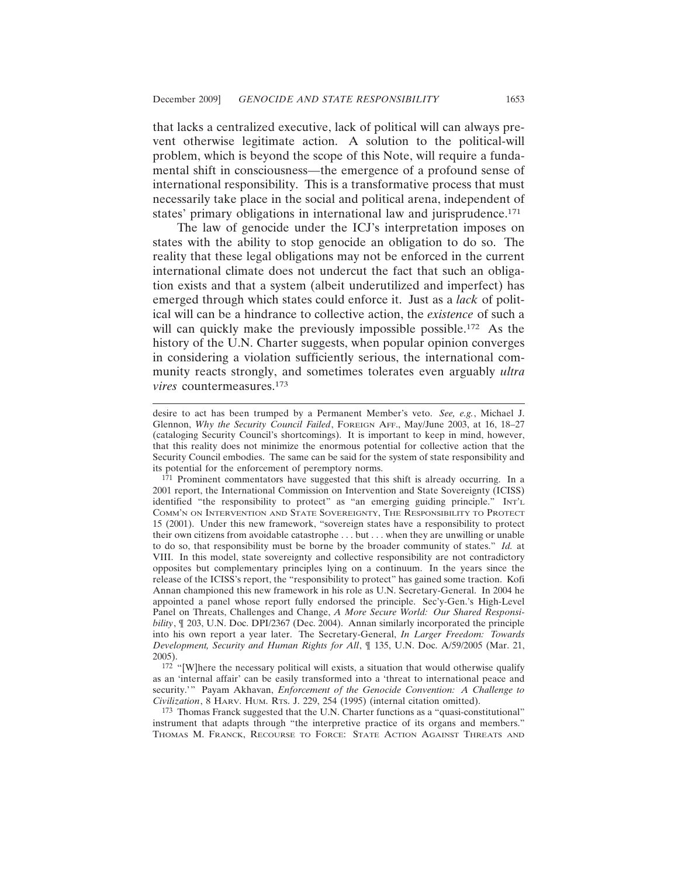that lacks a centralized executive, lack of political will can always prevent otherwise legitimate action. A solution to the political-will problem, which is beyond the scope of this Note, will require a fundamental shift in consciousness—the emergence of a profound sense of international responsibility. This is a transformative process that must necessarily take place in the social and political arena, independent of states' primary obligations in international law and jurisprudence.[171]

The law of genocide under the ICJ's interpretation imposes on states with the ability to stop genocide an obligation to do so. The reality that these legal obligations may not be enforced in the current international climate does not undercut the fact that such an obligation exists and that a system (albeit underutilized and imperfect) has emerged through which states could enforce it. Just as a *lack* of political will can be a hindrance to collective action, the *existence* of such a will can quickly make the previously impossible possible.[172] As the history of the U.N. Charter suggests, when popular opinion converges in considering a violation sufficiently serious, the international community reacts strongly, and sometimes tolerates even arguably *ultra vires* countermeasures.[173]

---

desire to act has been trumped by a Permanent Member's veto. *See, e.g.*, Michael J. Glennon, *Why the Security Council Failed*, FOREIGN AFF., May/June 2003, at 16, 18–27 (cataloging Security Council's shortcomings). It is important to keep in mind, however, that this reality does not minimize the enormous potential for collective action that the Security Council embodies. The same can be said for the system of state responsibility and its potential for the enforcement of peremptory norms.

[171] Prominent commentators have suggested that this shift is already occurring. In a 2001 report, the International Commission on Intervention and State Sovereignty (ICISS) identified "the responsibility to protect" as "an emerging guiding principle." INT'L COMM'N ON INTERVENTION AND STATE SOVEREIGNTY, THE RESPONSIBILITY TO PROTECT 15 (2001). Under this new framework, "sovereign states have a responsibility to protect their own citizens from avoidable catastrophe . . . but . . . when they are unwilling or unable to do so, that responsibility must be borne by the broader community of states." *Id.* at VIII. In this model, state sovereignty and collective responsibility are not contradictory opposites but complementary principles lying on a continuum. In the years since the release of the ICISS's report, the "responsibility to protect" has gained some traction. Kofi Annan championed this new framework in his role as U.N. Secretary-General. In 2004 he appointed a panel whose report fully endorsed the principle. Sec'y-Gen.'s High-Level Panel on Threats, Challenges and Change, *A More Secure World: Our Shared Responsibility*, ¶ 203, U.N. Doc. DPI/2367 (Dec. 2004). Annan similarly incorporated the principle into his own report a year later. The Secretary-General, *In Larger Freedom: Towards Development, Security and Human Rights for All*, ¶ 135, U.N. Doc. A/59/2005 (Mar. 21, 2005).

[172] "[W]here the necessary political will exists, a situation that would otherwise qualify as an 'internal affair' can be easily transformed into a 'threat to international peace and security.'" Payam Akhavan, *Enforcement of the Genocide Convention: A Challenge to Civilization*, 8 HARV. HUM. RTS. J. 229, 254 (1995) (internal citation omitted).

[173] Thomas Franck suggested that the U.N. Charter functions as a "quasi-constitutional" instrument that adapts through "the interpretive practice of its organs and members." THOMAS M. FRANCK, RECOURSE TO FORCE: STATE ACTION AGAINST THREATS AND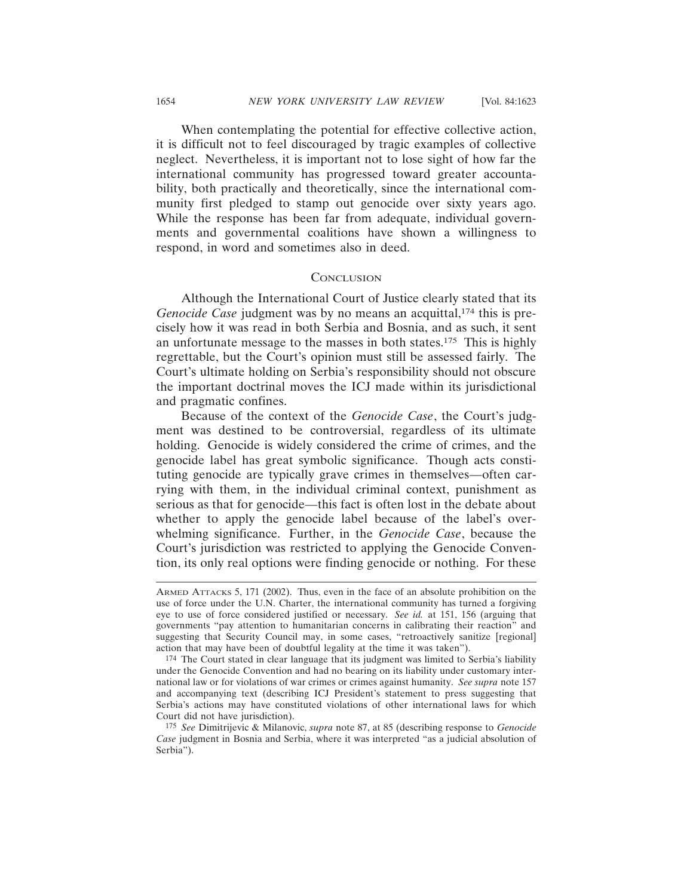When contemplating the potential for effective collective action, it is difficult not to feel discouraged by tragic examples of collective neglect. Nevertheless, it is important not to lose sight of how far the international community has progressed toward greater accountability, both practically and theoretically, since the international community first pledged to stamp out genocide over sixty years ago. While the response has been far from adequate, individual governments and governmental coalitions have shown a willingness to respond, in word and sometimes also in deed.

## Conclusion

Although the International Court of Justice clearly stated that its *Genocide Case* judgment was by no means an acquittal,[174] this is precisely how it was read in both Serbia and Bosnia, and as such, it sent an unfortunate message to the masses in both states.[175] This is highly regrettable, but the Court's opinion must still be assessed fairly. The Court's ultimate holding on Serbia's responsibility should not obscure the important doctrinal moves the ICJ made within its jurisdictional and pragmatic confines.

Because of the context of the *Genocide Case*, the Court's judgment was destined to be controversial, regardless of its ultimate holding. Genocide is widely considered the crime of crimes, and the genocide label has great symbolic significance. Though acts constituting genocide are typically grave crimes in themselves—often carrying with them, in the individual criminal context, punishment as serious as that for genocide—this fact is often lost in the debate about whether to apply the genocide label because of the label's overwhelming significance. Further, in the *Genocide Case*, because the Court's jurisdiction was restricted to applying the Genocide Convention, its only real options were finding genocide or nothing. For these

---

Armed Attacks 5, 171 (2002). Thus, even in the face of an absolute prohibition on the use of force under the U.N. Charter, the international community has turned a forgiving eye to use of force considered justified or necessary. *See id.* at 151, 156 (arguing that governments "pay attention to humanitarian concerns in calibrating their reaction" and suggesting that Security Council may, in some cases, "retroactively sanitize [regional] action that may have been of doubtful legality at the time it was taken").

[174] The Court stated in clear language that its judgment was limited to Serbia's liability under the Genocide Convention and had no bearing on its liability under customary international law or for violations of war crimes or crimes against humanity. *See supra* note 157 and accompanying text (describing ICJ President's statement to press suggesting that Serbia's actions may have constituted violations of other international laws for which Court did not have jurisdiction).

[175] *See* Dimitrijevic & Milanovic, *supra* note 87, at 85 (describing response to *Genocide Case* judgment in Bosnia and Serbia, where it was interpreted "as a judicial absolution of Serbia").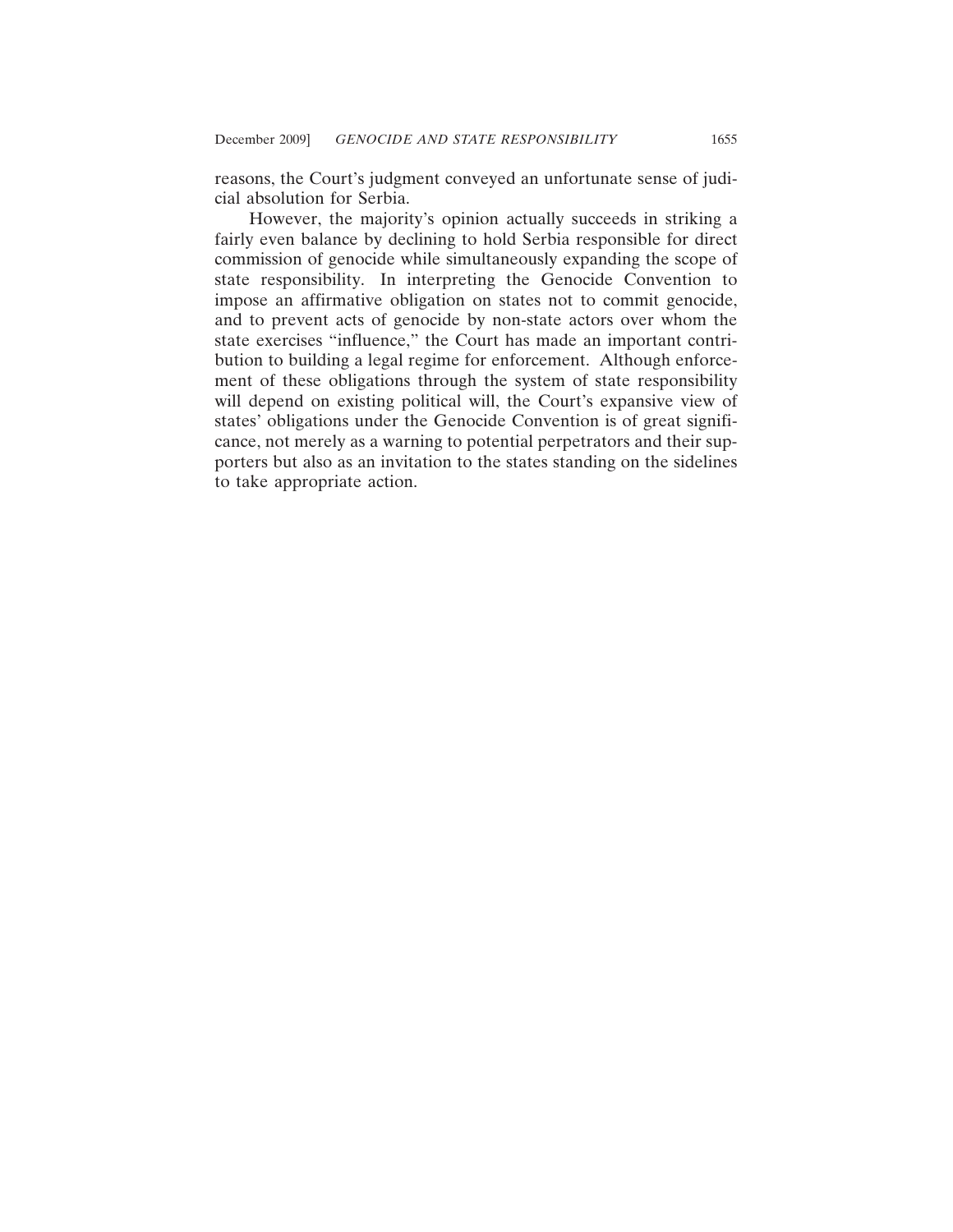reasons, the Court's judgment conveyed an unfortunate sense of judicial absolution for Serbia.

However, the majority's opinion actually succeeds in striking a fairly even balance by declining to hold Serbia responsible for direct commission of genocide while simultaneously expanding the scope of state responsibility. In interpreting the Genocide Convention to impose an affirmative obligation on states not to commit genocide, and to prevent acts of genocide by non-state actors over whom the state exercises "influence," the Court has made an important contribution to building a legal regime for enforcement. Although enforcement of these obligations through the system of state responsibility will depend on existing political will, the Court's expansive view of states' obligations under the Genocide Convention is of great significance, not merely as a warning to potential perpetrators and their supporters but also as an invitation to the states standing on the sidelines to take appropriate action.